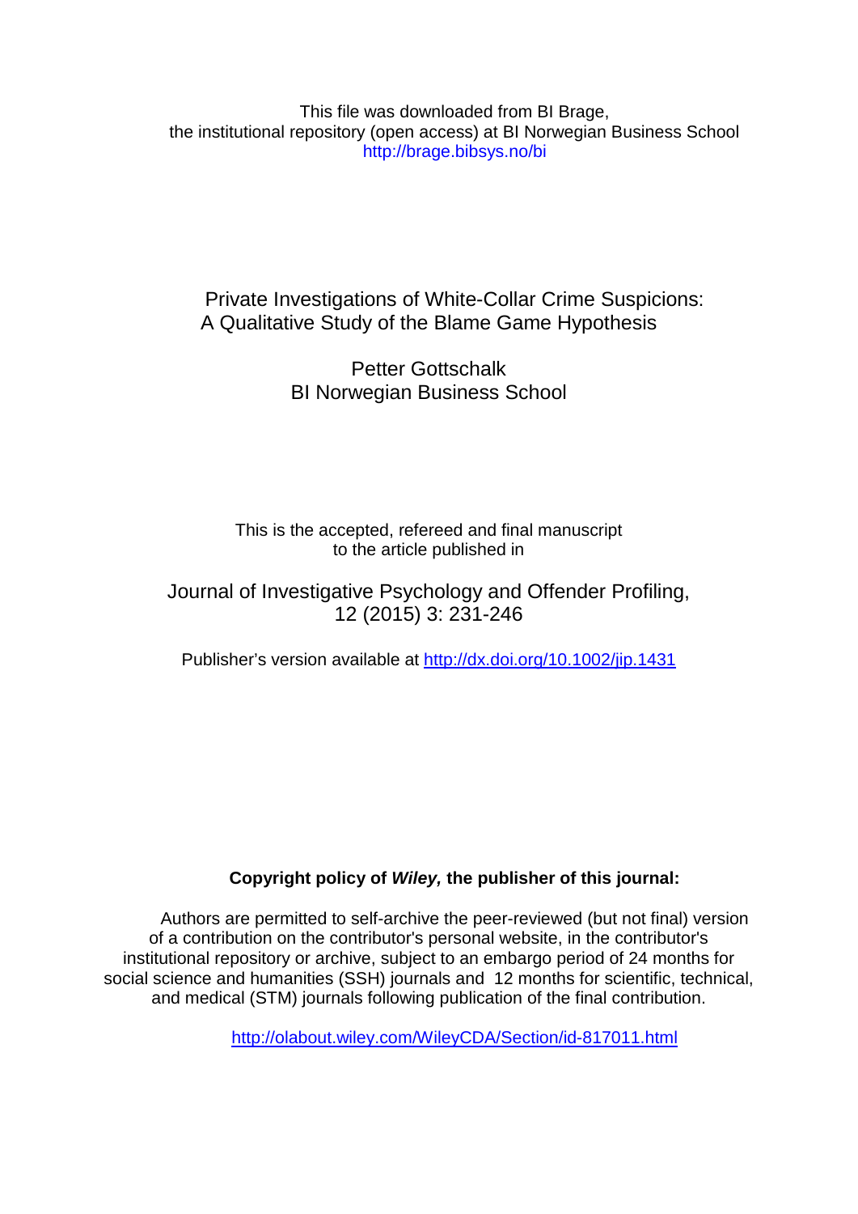This file was downloaded from BI Brage,
the institutional repository (open access) at BI Norwegian Business School
http://brage.bibsys.no/bi

# Private Investigations of White-Collar Crime Suspicions: A Qualitative Study of the Blame Game Hypothesis

Petter Gottschalk
BI Norwegian Business School

This is the accepted, refereed and final manuscript
to the article published in

Journal of Investigative Psychology and Offender Profiling,
12 (2015) 3: 231-246

Publisher's version available at http://dx.doi.org/10.1002/jip.1431

**Copyright policy of *Wiley,* the publisher of this journal:**

Authors are permitted to self-archive the peer-reviewed (but not final) version of a contribution on the contributor's personal website, in the contributor's institutional repository or archive, subject to an embargo period of 24 months for social science and humanities (SSH) journals and 12 months for scientific, technical, and medical (STM) journals following publication of the final contribution.

http://olabout.wiley.com/WileyCDA/Section/id-817011.html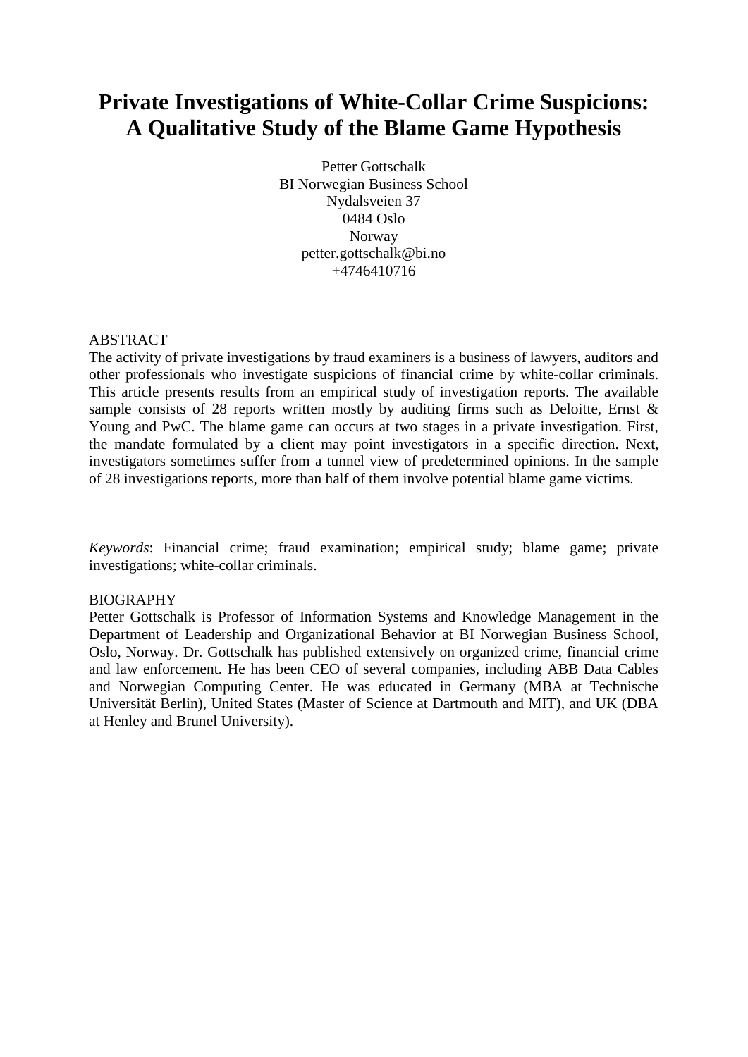# Private Investigations of White-Collar Crime Suspicions: A Qualitative Study of the Blame Game Hypothesis

Petter Gottschalk
BI Norwegian Business School
Nydalsveien 37
0484 Oslo
Norway
petter.gottschalk@bi.no
+4746410716

ABSTRACT

The activity of private investigations by fraud examiners is a business of lawyers, auditors and other professionals who investigate suspicions of financial crime by white-collar criminals. This article presents results from an empirical study of investigation reports. The available sample consists of 28 reports written mostly by auditing firms such as Deloitte, Ernst & Young and PwC. The blame game can occurs at two stages in a private investigation. First, the mandate formulated by a client may point investigators in a specific direction. Next, investigators sometimes suffer from a tunnel view of predetermined opinions. In the sample of 28 investigations reports, more than half of them involve potential blame game victims.

*Keywords*: Financial crime; fraud examination; empirical study; blame game; private investigations; white-collar criminals.

BIOGRAPHY

Petter Gottschalk is Professor of Information Systems and Knowledge Management in the Department of Leadership and Organizational Behavior at BI Norwegian Business School, Oslo, Norway. Dr. Gottschalk has published extensively on organized crime, financial crime and law enforcement. He has been CEO of several companies, including ABB Data Cables and Norwegian Computing Center. He was educated in Germany (MBA at Technische Universität Berlin), United States (Master of Science at Dartmouth and MIT), and UK (DBA at Henley and Brunel University).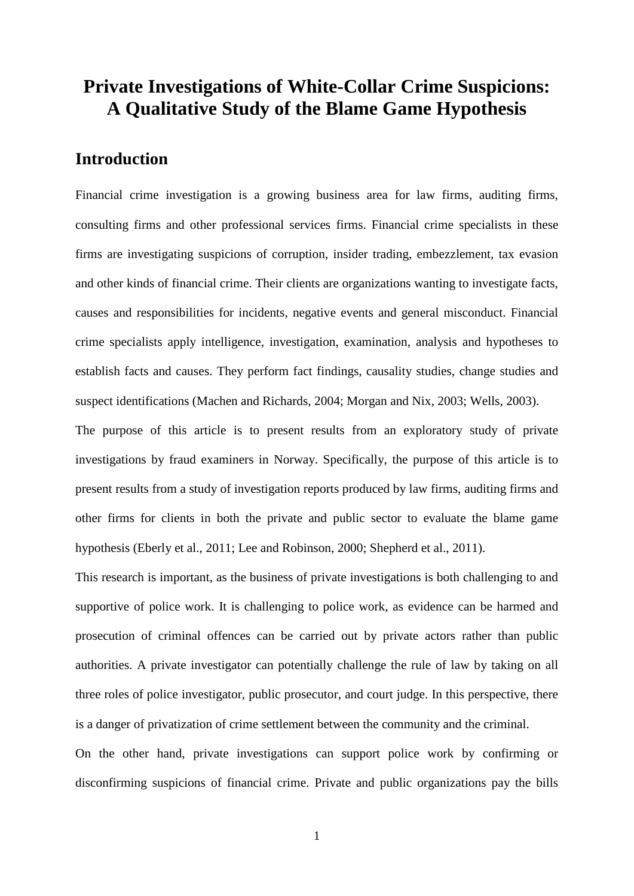# Private Investigations of White-Collar Crime Suspicions: A Qualitative Study of the Blame Game Hypothesis

## Introduction

Financial crime investigation is a growing business area for law firms, auditing firms, consulting firms and other professional services firms. Financial crime specialists in these firms are investigating suspicions of corruption, insider trading, embezzlement, tax evasion and other kinds of financial crime. Their clients are organizations wanting to investigate facts, causes and responsibilities for incidents, negative events and general misconduct. Financial crime specialists apply intelligence, investigation, examination, analysis and hypotheses to establish facts and causes. They perform fact findings, causality studies, change studies and suspect identifications (Machen and Richards, 2004; Morgan and Nix, 2003; Wells, 2003).

The purpose of this article is to present results from an exploratory study of private investigations by fraud examiners in Norway. Specifically, the purpose of this article is to present results from a study of investigation reports produced by law firms, auditing firms and other firms for clients in both the private and public sector to evaluate the blame game hypothesis (Eberly et al., 2011; Lee and Robinson, 2000; Shepherd et al., 2011).

This research is important, as the business of private investigations is both challenging to and supportive of police work. It is challenging to police work, as evidence can be harmed and prosecution of criminal offences can be carried out by private actors rather than public authorities. A private investigator can potentially challenge the rule of law by taking on all three roles of police investigator, public prosecutor, and court judge. In this perspective, there is a danger of privatization of crime settlement between the community and the criminal.

On the other hand, private investigations can support police work by confirming or disconfirming suspicions of financial crime. Private and public organizations pay the bills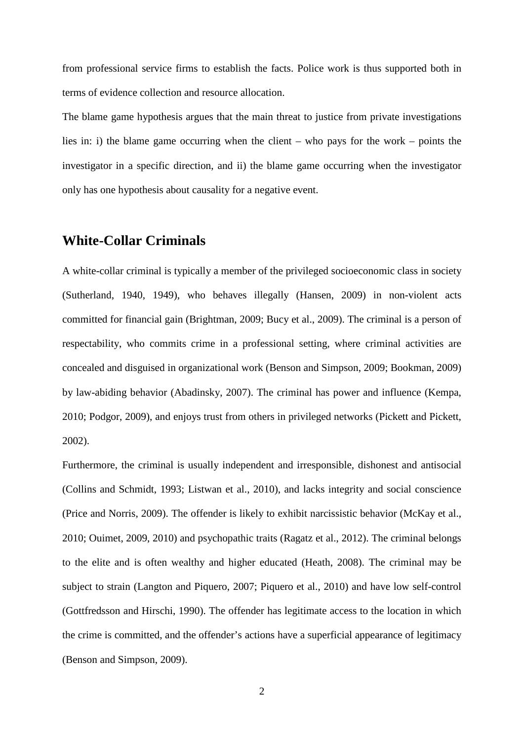from professional service firms to establish the facts. Police work is thus supported both in terms of evidence collection and resource allocation.

The blame game hypothesis argues that the main threat to justice from private investigations lies in: i) the blame game occurring when the client – who pays for the work – points the investigator in a specific direction, and ii) the blame game occurring when the investigator only has one hypothesis about causality for a negative event.

## White-Collar Criminals

A white-collar criminal is typically a member of the privileged socioeconomic class in society (Sutherland, 1940, 1949), who behaves illegally (Hansen, 2009) in non-violent acts committed for financial gain (Brightman, 2009; Bucy et al., 2009). The criminal is a person of respectability, who commits crime in a professional setting, where criminal activities are concealed and disguised in organizational work (Benson and Simpson, 2009; Bookman, 2009) by law-abiding behavior (Abadinsky, 2007). The criminal has power and influence (Kempa, 2010; Podgor, 2009), and enjoys trust from others in privileged networks (Pickett and Pickett, 2002).

Furthermore, the criminal is usually independent and irresponsible, dishonest and antisocial (Collins and Schmidt, 1993; Listwan et al., 2010), and lacks integrity and social conscience (Price and Norris, 2009). The offender is likely to exhibit narcissistic behavior (McKay et al., 2010; Ouimet, 2009, 2010) and psychopathic traits (Ragatz et al., 2012). The criminal belongs to the elite and is often wealthy and higher educated (Heath, 2008). The criminal may be subject to strain (Langton and Piquero, 2007; Piquero et al., 2010) and have low self-control (Gottfredsson and Hirschi, 1990). The offender has legitimate access to the location in which the crime is committed, and the offender's actions have a superficial appearance of legitimacy (Benson and Simpson, 2009).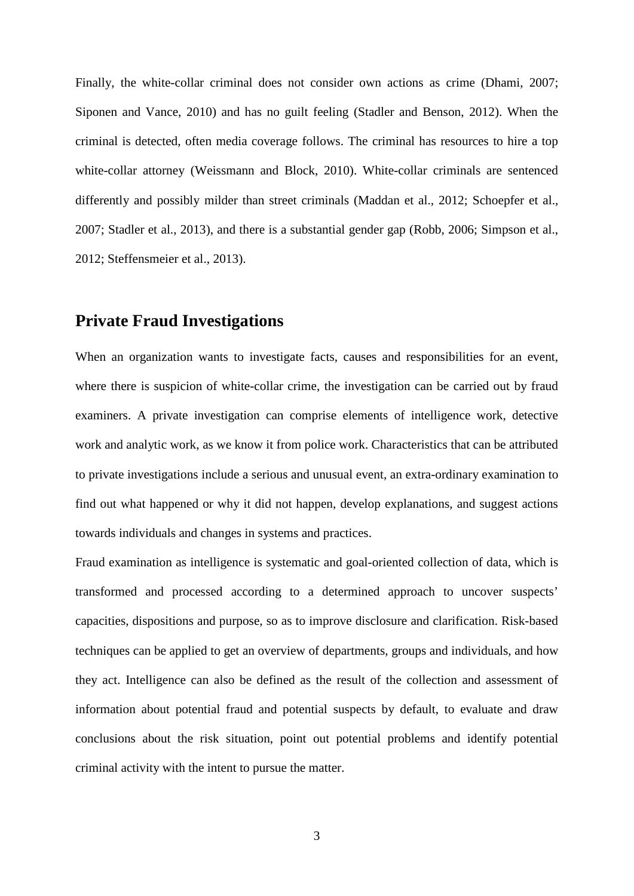Finally, the white-collar criminal does not consider own actions as crime (Dhami, 2007; Siponen and Vance, 2010) and has no guilt feeling (Stadler and Benson, 2012). When the criminal is detected, often media coverage follows. The criminal has resources to hire a top white-collar attorney (Weissmann and Block, 2010). White-collar criminals are sentenced differently and possibly milder than street criminals (Maddan et al., 2012; Schoepfer et al., 2007; Stadler et al., 2013), and there is a substantial gender gap (Robb, 2006; Simpson et al., 2012; Steffensmeier et al., 2013).

## Private Fraud Investigations

When an organization wants to investigate facts, causes and responsibilities for an event, where there is suspicion of white-collar crime, the investigation can be carried out by fraud examiners. A private investigation can comprise elements of intelligence work, detective work and analytic work, as we know it from police work. Characteristics that can be attributed to private investigations include a serious and unusual event, an extra-ordinary examination to find out what happened or why it did not happen, develop explanations, and suggest actions towards individuals and changes in systems and practices.

Fraud examination as intelligence is systematic and goal-oriented collection of data, which is transformed and processed according to a determined approach to uncover suspects' capacities, dispositions and purpose, so as to improve disclosure and clarification. Risk-based techniques can be applied to get an overview of departments, groups and individuals, and how they act. Intelligence can also be defined as the result of the collection and assessment of information about potential fraud and potential suspects by default, to evaluate and draw conclusions about the risk situation, point out potential problems and identify potential criminal activity with the intent to pursue the matter.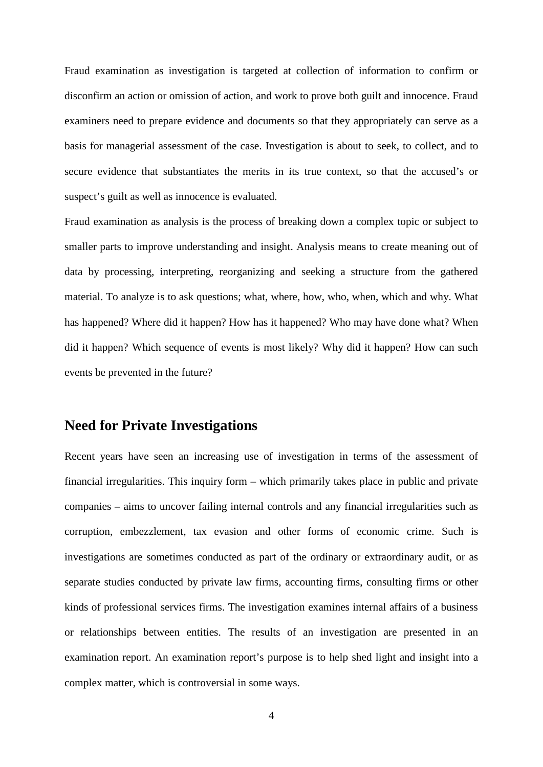Fraud examination as investigation is targeted at collection of information to confirm or disconfirm an action or omission of action, and work to prove both guilt and innocence. Fraud examiners need to prepare evidence and documents so that they appropriately can serve as a basis for managerial assessment of the case. Investigation is about to seek, to collect, and to secure evidence that substantiates the merits in its true context, so that the accused's or suspect's guilt as well as innocence is evaluated.

Fraud examination as analysis is the process of breaking down a complex topic or subject to smaller parts to improve understanding and insight. Analysis means to create meaning out of data by processing, interpreting, reorganizing and seeking a structure from the gathered material. To analyze is to ask questions; what, where, how, who, when, which and why. What has happened? Where did it happen? How has it happened? Who may have done what? When did it happen? Which sequence of events is most likely? Why did it happen? How can such events be prevented in the future?

## Need for Private Investigations

Recent years have seen an increasing use of investigation in terms of the assessment of financial irregularities. This inquiry form – which primarily takes place in public and private companies – aims to uncover failing internal controls and any financial irregularities such as corruption, embezzlement, tax evasion and other forms of economic crime. Such is investigations are sometimes conducted as part of the ordinary or extraordinary audit, or as separate studies conducted by private law firms, accounting firms, consulting firms or other kinds of professional services firms. The investigation examines internal affairs of a business or relationships between entities. The results of an investigation are presented in an examination report. An examination report's purpose is to help shed light and insight into a complex matter, which is controversial in some ways.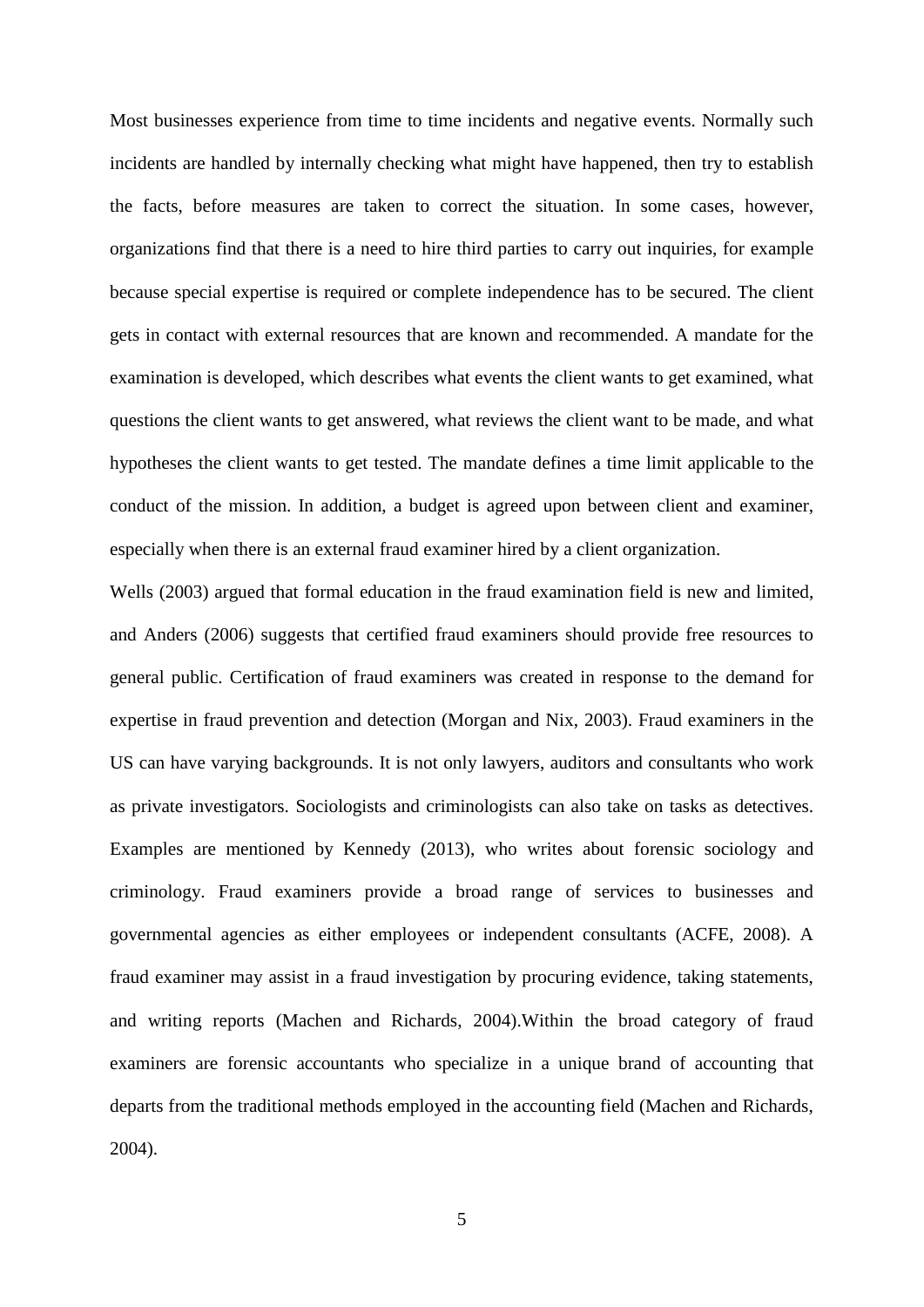Most businesses experience from time to time incidents and negative events. Normally such incidents are handled by internally checking what might have happened, then try to establish the facts, before measures are taken to correct the situation. In some cases, however, organizations find that there is a need to hire third parties to carry out inquiries, for example because special expertise is required or complete independence has to be secured. The client gets in contact with external resources that are known and recommended. A mandate for the examination is developed, which describes what events the client wants to get examined, what questions the client wants to get answered, what reviews the client want to be made, and what hypotheses the client wants to get tested. The mandate defines a time limit applicable to the conduct of the mission. In addition, a budget is agreed upon between client and examiner, especially when there is an external fraud examiner hired by a client organization.

Wells (2003) argued that formal education in the fraud examination field is new and limited, and Anders (2006) suggests that certified fraud examiners should provide free resources to general public. Certification of fraud examiners was created in response to the demand for expertise in fraud prevention and detection (Morgan and Nix, 2003). Fraud examiners in the US can have varying backgrounds. It is not only lawyers, auditors and consultants who work as private investigators. Sociologists and criminologists can also take on tasks as detectives. Examples are mentioned by Kennedy (2013), who writes about forensic sociology and criminology. Fraud examiners provide a broad range of services to businesses and governmental agencies as either employees or independent consultants (ACFE, 2008). A fraud examiner may assist in a fraud investigation by procuring evidence, taking statements, and writing reports (Machen and Richards, 2004).Within the broad category of fraud examiners are forensic accountants who specialize in a unique brand of accounting that departs from the traditional methods employed in the accounting field (Machen and Richards, 2004).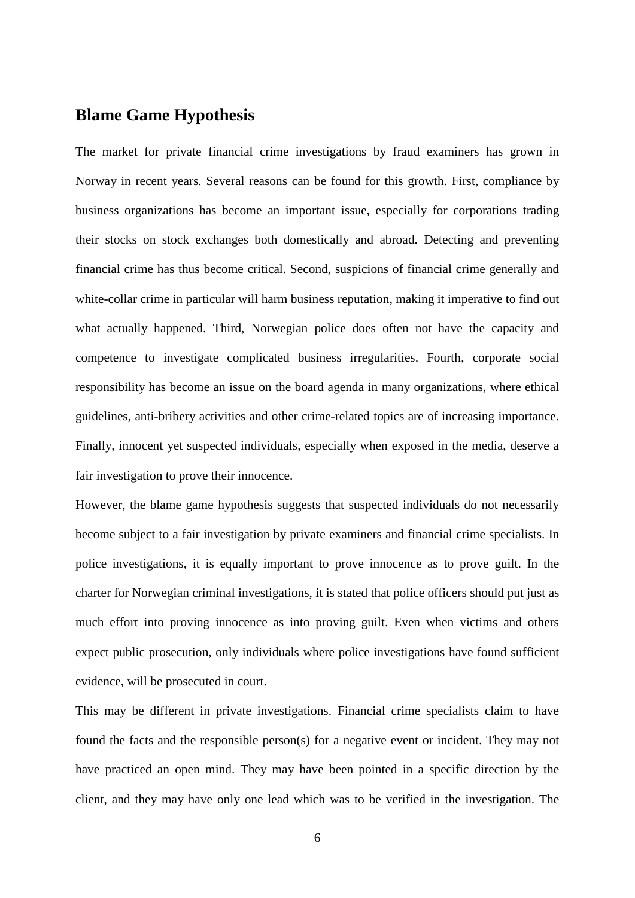## Blame Game Hypothesis

The market for private financial crime investigations by fraud examiners has grown in Norway in recent years. Several reasons can be found for this growth. First, compliance by business organizations has become an important issue, especially for corporations trading their stocks on stock exchanges both domestically and abroad. Detecting and preventing financial crime has thus become critical. Second, suspicions of financial crime generally and white-collar crime in particular will harm business reputation, making it imperative to find out what actually happened. Third, Norwegian police does often not have the capacity and competence to investigate complicated business irregularities. Fourth, corporate social responsibility has become an issue on the board agenda in many organizations, where ethical guidelines, anti-bribery activities and other crime-related topics are of increasing importance. Finally, innocent yet suspected individuals, especially when exposed in the media, deserve a fair investigation to prove their innocence.

However, the blame game hypothesis suggests that suspected individuals do not necessarily become subject to a fair investigation by private examiners and financial crime specialists. In police investigations, it is equally important to prove innocence as to prove guilt. In the charter for Norwegian criminal investigations, it is stated that police officers should put just as much effort into proving innocence as into proving guilt. Even when victims and others expect public prosecution, only individuals where police investigations have found sufficient evidence, will be prosecuted in court.

This may be different in private investigations. Financial crime specialists claim to have found the facts and the responsible person(s) for a negative event or incident. They may not have practiced an open mind. They may have been pointed in a specific direction by the client, and they may have only one lead which was to be verified in the investigation. The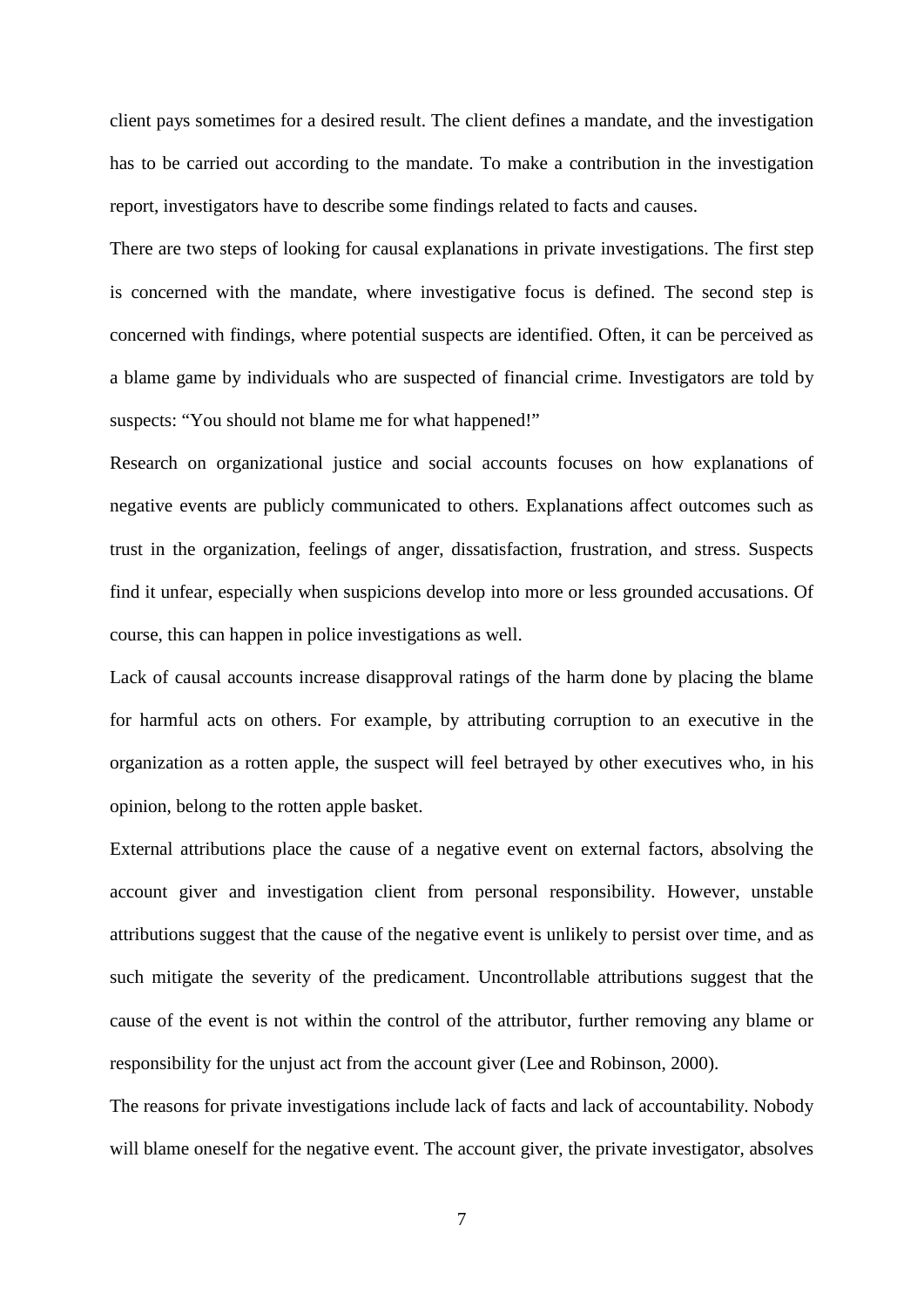client pays sometimes for a desired result. The client defines a mandate, and the investigation has to be carried out according to the mandate. To make a contribution in the investigation report, investigators have to describe some findings related to facts and causes.

There are two steps of looking for causal explanations in private investigations. The first step is concerned with the mandate, where investigative focus is defined. The second step is concerned with findings, where potential suspects are identified. Often, it can be perceived as a blame game by individuals who are suspected of financial crime. Investigators are told by suspects: "You should not blame me for what happened!"

Research on organizational justice and social accounts focuses on how explanations of negative events are publicly communicated to others. Explanations affect outcomes such as trust in the organization, feelings of anger, dissatisfaction, frustration, and stress. Suspects find it unfear, especially when suspicions develop into more or less grounded accusations. Of course, this can happen in police investigations as well.

Lack of causal accounts increase disapproval ratings of the harm done by placing the blame for harmful acts on others. For example, by attributing corruption to an executive in the organization as a rotten apple, the suspect will feel betrayed by other executives who, in his opinion, belong to the rotten apple basket.

External attributions place the cause of a negative event on external factors, absolving the account giver and investigation client from personal responsibility. However, unstable attributions suggest that the cause of the negative event is unlikely to persist over time, and as such mitigate the severity of the predicament. Uncontrollable attributions suggest that the cause of the event is not within the control of the attributor, further removing any blame or responsibility for the unjust act from the account giver (Lee and Robinson, 2000).

The reasons for private investigations include lack of facts and lack of accountability. Nobody will blame oneself for the negative event. The account giver, the private investigator, absolves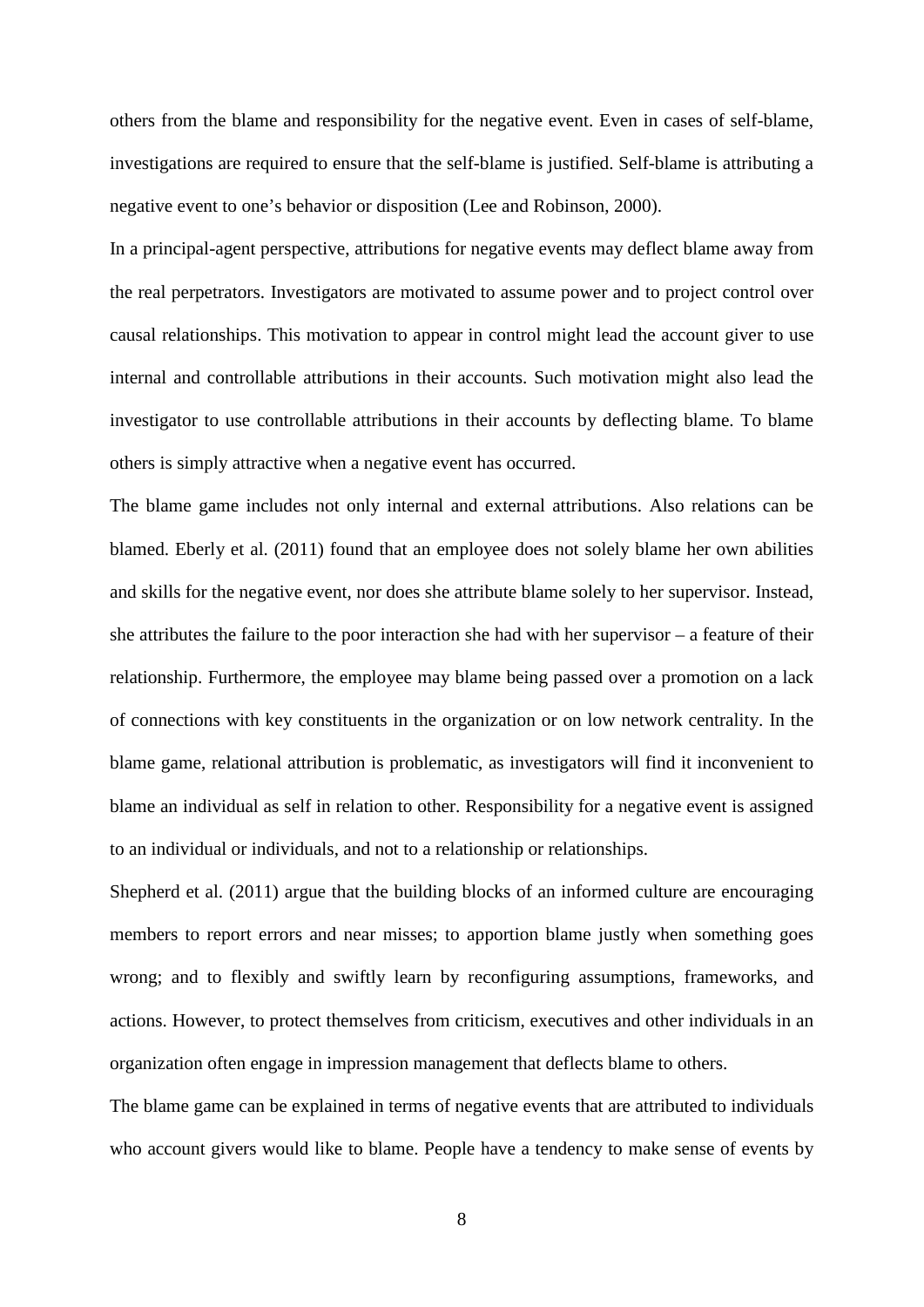others from the blame and responsibility for the negative event. Even in cases of self-blame, investigations are required to ensure that the self-blame is justified. Self-blame is attributing a negative event to one's behavior or disposition (Lee and Robinson, 2000).

In a principal-agent perspective, attributions for negative events may deflect blame away from the real perpetrators. Investigators are motivated to assume power and to project control over causal relationships. This motivation to appear in control might lead the account giver to use internal and controllable attributions in their accounts. Such motivation might also lead the investigator to use controllable attributions in their accounts by deflecting blame. To blame others is simply attractive when a negative event has occurred.

The blame game includes not only internal and external attributions. Also relations can be blamed. Eberly et al. (2011) found that an employee does not solely blame her own abilities and skills for the negative event, nor does she attribute blame solely to her supervisor. Instead, she attributes the failure to the poor interaction she had with her supervisor – a feature of their relationship. Furthermore, the employee may blame being passed over a promotion on a lack of connections with key constituents in the organization or on low network centrality. In the blame game, relational attribution is problematic, as investigators will find it inconvenient to blame an individual as self in relation to other. Responsibility for a negative event is assigned to an individual or individuals, and not to a relationship or relationships.

Shepherd et al. (2011) argue that the building blocks of an informed culture are encouraging members to report errors and near misses; to apportion blame justly when something goes wrong; and to flexibly and swiftly learn by reconfiguring assumptions, frameworks, and actions. However, to protect themselves from criticism, executives and other individuals in an organization often engage in impression management that deflects blame to others.

The blame game can be explained in terms of negative events that are attributed to individuals who account givers would like to blame. People have a tendency to make sense of events by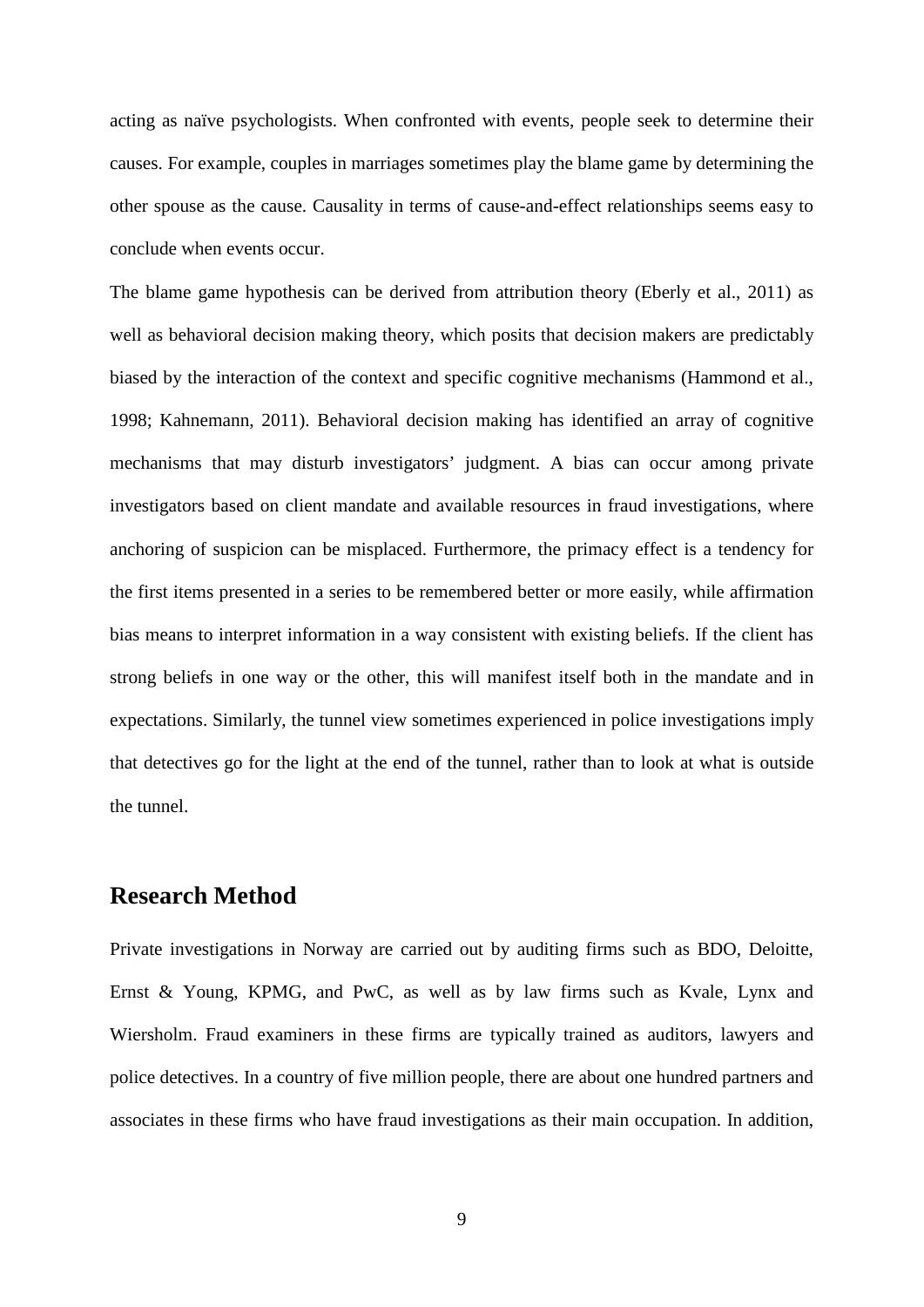acting as naïve psychologists. When confronted with events, people seek to determine their causes. For example, couples in marriages sometimes play the blame game by determining the other spouse as the cause. Causality in terms of cause-and-effect relationships seems easy to conclude when events occur.

The blame game hypothesis can be derived from attribution theory (Eberly et al., 2011) as well as behavioral decision making theory, which posits that decision makers are predictably biased by the interaction of the context and specific cognitive mechanisms (Hammond et al., 1998; Kahnemann, 2011). Behavioral decision making has identified an array of cognitive mechanisms that may disturb investigators' judgment. A bias can occur among private investigators based on client mandate and available resources in fraud investigations, where anchoring of suspicion can be misplaced. Furthermore, the primacy effect is a tendency for the first items presented in a series to be remembered better or more easily, while affirmation bias means to interpret information in a way consistent with existing beliefs. If the client has strong beliefs in one way or the other, this will manifest itself both in the mandate and in expectations. Similarly, the tunnel view sometimes experienced in police investigations imply that detectives go for the light at the end of the tunnel, rather than to look at what is outside the tunnel.

## Research Method

Private investigations in Norway are carried out by auditing firms such as BDO, Deloitte, Ernst & Young, KPMG, and PwC, as well as by law firms such as Kvale, Lynx and Wiersholm. Fraud examiners in these firms are typically trained as auditors, lawyers and police detectives. In a country of five million people, there are about one hundred partners and associates in these firms who have fraud investigations as their main occupation. In addition,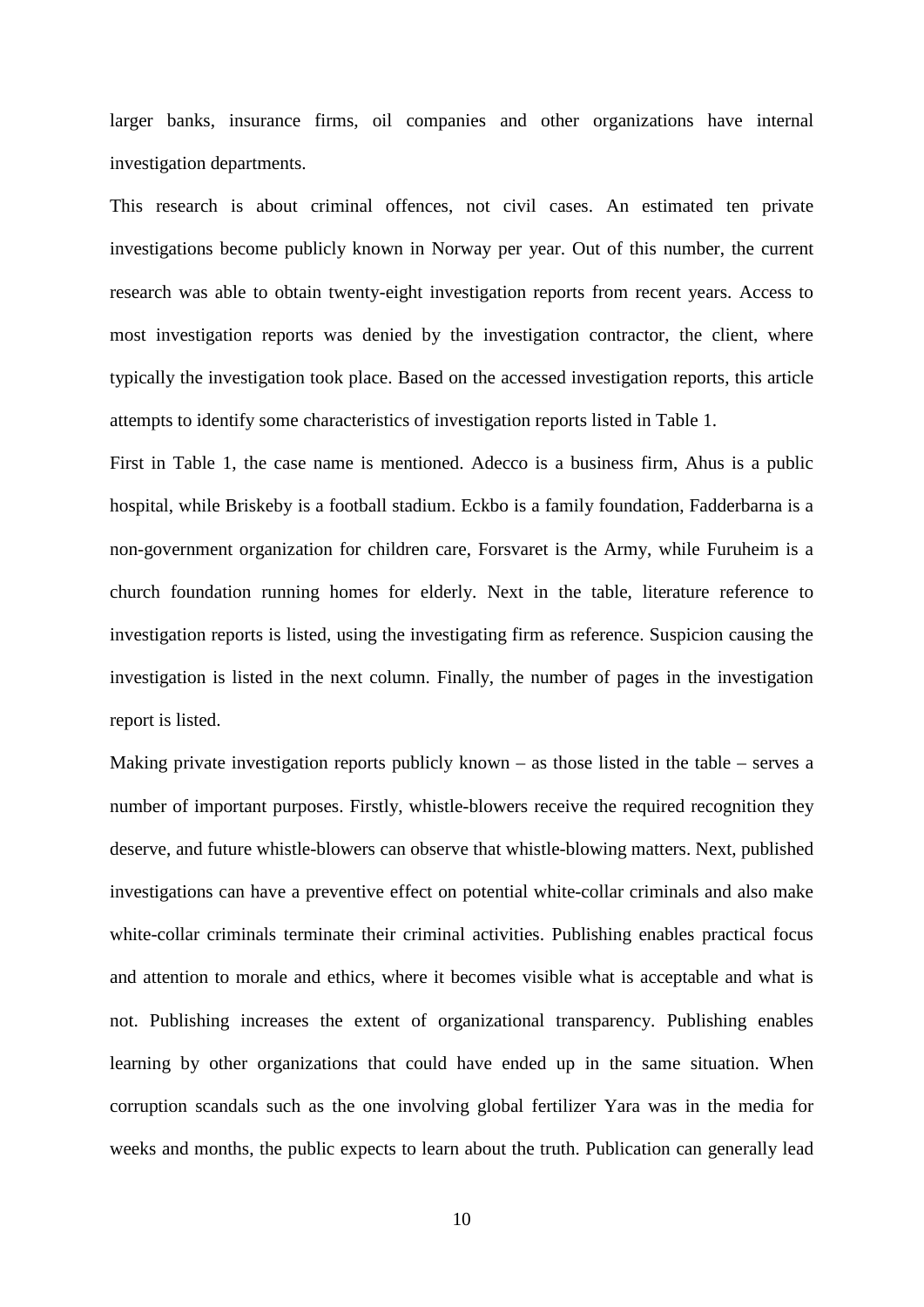larger banks, insurance firms, oil companies and other organizations have internal investigation departments.

This research is about criminal offences, not civil cases. An estimated ten private investigations become publicly known in Norway per year. Out of this number, the current research was able to obtain twenty-eight investigation reports from recent years. Access to most investigation reports was denied by the investigation contractor, the client, where typically the investigation took place. Based on the accessed investigation reports, this article attempts to identify some characteristics of investigation reports listed in Table 1.

First in Table 1, the case name is mentioned. Adecco is a business firm, Ahus is a public hospital, while Briskeby is a football stadium. Eckbo is a family foundation, Fadderbarna is a non-government organization for children care, Forsvaret is the Army, while Furuheim is a church foundation running homes for elderly. Next in the table, literature reference to investigation reports is listed, using the investigating firm as reference. Suspicion causing the investigation is listed in the next column. Finally, the number of pages in the investigation report is listed.

Making private investigation reports publicly known – as those listed in the table – serves a number of important purposes. Firstly, whistle-blowers receive the required recognition they deserve, and future whistle-blowers can observe that whistle-blowing matters. Next, published investigations can have a preventive effect on potential white-collar criminals and also make white-collar criminals terminate their criminal activities. Publishing enables practical focus and attention to morale and ethics, where it becomes visible what is acceptable and what is not. Publishing increases the extent of organizational transparency. Publishing enables learning by other organizations that could have ended up in the same situation. When corruption scandals such as the one involving global fertilizer Yara was in the media for weeks and months, the public expects to learn about the truth. Publication can generally lead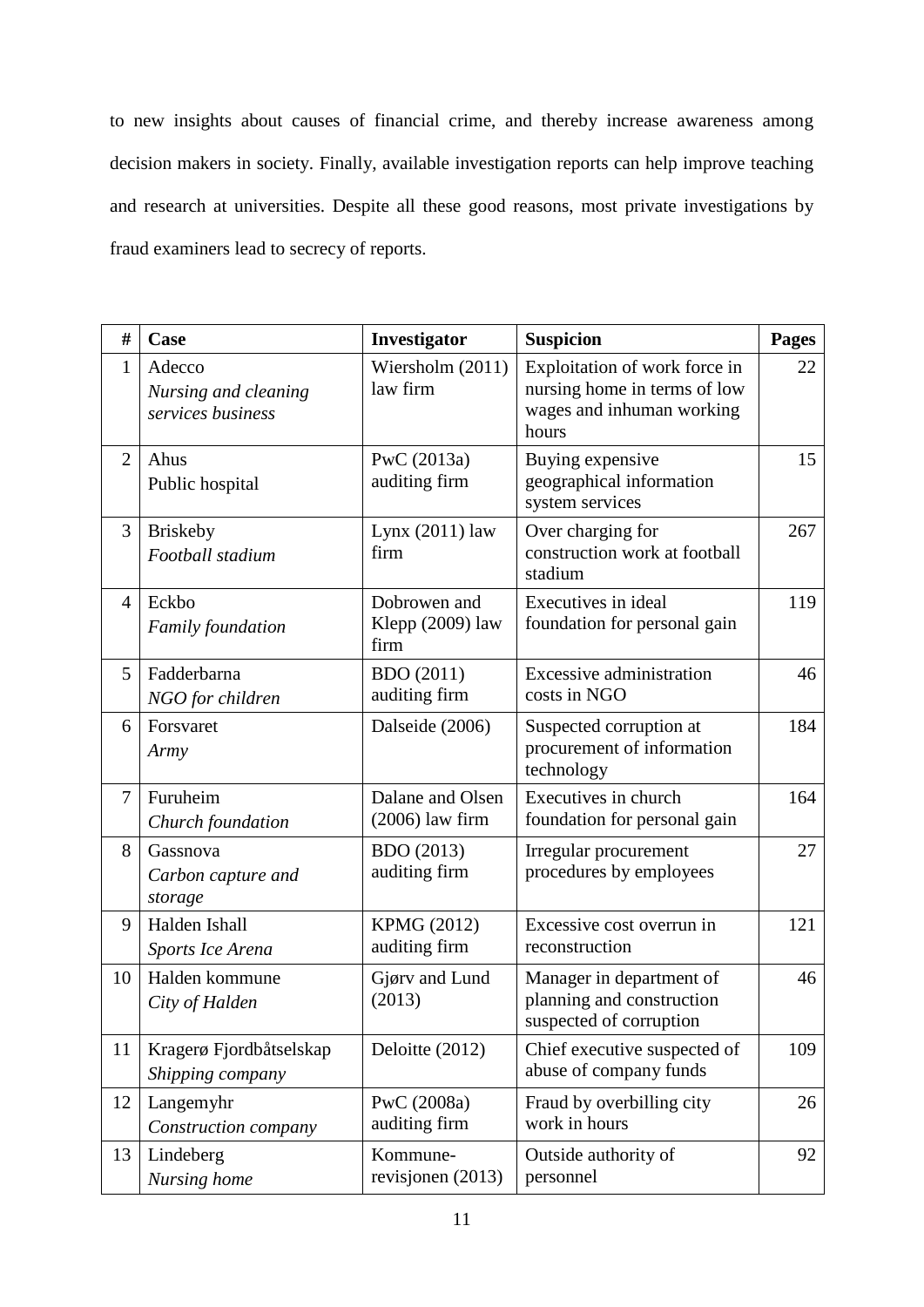to new insights about causes of financial crime, and thereby increase awareness among decision makers in society. Finally, available investigation reports can help improve teaching and research at universities. Despite all these good reasons, most private investigations by fraud examiners lead to secrecy of reports.

| # | Case | Investigator | Suspicion | Pages |
|---|---|---|---|---|
| 1 | Adecco *Nursing and cleaning services business* | Wiersholm (2011) law firm | Exploitation of work force in nursing home in terms of low wages and inhuman working hours | 22 |
| 2 | Ahus Public hospital | PwC (2013a) auditing firm | Buying expensive geographical information system services | 15 |
| 3 | Briskeby *Football stadium* | Lynx (2011) law firm | Over charging for construction work at football stadium | 267 |
| 4 | Eckbo *Family foundation* | Dobrowen and Klepp (2009) law firm | Executives in ideal foundation for personal gain | 119 |
| 5 | Fadderbarna *NGO for children* | BDO (2011) auditing firm | Excessive administration costs in NGO | 46 |
| 6 | Forsvaret *Army* | Dalseide (2006) | Suspected corruption at procurement of information technology | 184 |
| 7 | Furuheim *Church foundation* | Dalane and Olsen (2006) law firm | Executives in church foundation for personal gain | 164 |
| 8 | Gassnova *Carbon capture and storage* | BDO (2013) auditing firm | Irregular procurement procedures by employees | 27 |
| 9 | Halden Ishall *Sports Ice Arena* | KPMG (2012) auditing firm | Excessive cost overrun in reconstruction | 121 |
| 10 | Halden kommune *City of Halden* | Gjørv and Lund (2013) | Manager in department of planning and construction suspected of corruption | 46 |
| 11 | Kragerø Fjordbåtselskap *Shipping company* | Deloitte (2012) | Chief executive suspected of abuse of company funds | 109 |
| 12 | Langemyhr *Construction company* | PwC (2008a) auditing firm | Fraud by overbilling city work in hours | 26 |
| 13 | Lindeberg *Nursing home* | Kommune-revisjonen (2013) | Outside authority of personnel | 92 |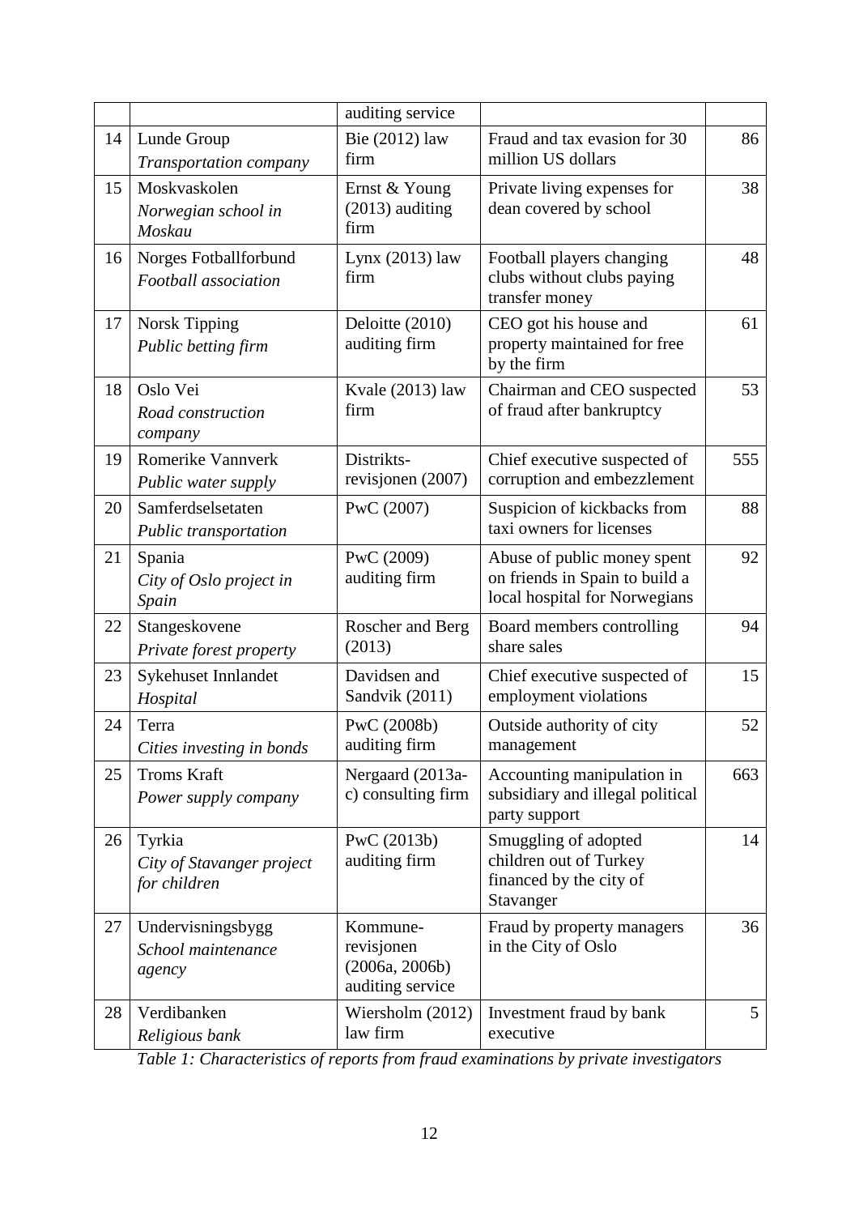| | | | | |
|---|---|---|---|---|
| | | auditing service | | |
| 14 | Lunde Group<br>*Transportation company* | Bie (2012) law firm | Fraud and tax evasion for 30 million US dollars | 86 |
| 15 | Moskvaskolen<br>*Norwegian school in Moskau* | Ernst & Young (2013) auditing firm | Private living expenses for dean covered by school | 38 |
| 16 | Norges Fotballforbund<br>*Football association* | Lynx (2013) law firm | Football players changing clubs without clubs paying transfer money | 48 |
| 17 | Norsk Tipping<br>*Public betting firm* | Deloitte (2010) auditing firm | CEO got his house and property maintained for free by the firm | 61 |
| 18 | Oslo Vei<br>*Road construction company* | Kvale (2013) law firm | Chairman and CEO suspected of fraud after bankruptcy | 53 |
| 19 | Romerike Vannverk<br>*Public water supply* | Distrikts-revisjonen (2007) | Chief executive suspected of corruption and embezzlement | 555 |
| 20 | Samferdselsetaten<br>*Public transportation* | PwC (2007) | Suspicion of kickbacks from taxi owners for licenses | 88 |
| 21 | Spania<br>*City of Oslo project in Spain* | PwC (2009) auditing firm | Abuse of public money spent on friends in Spain to build a local hospital for Norwegians | 92 |
| 22 | Stangeskovene<br>*Private forest property* | Roscher and Berg (2013) | Board members controlling share sales | 94 |
| 23 | Sykehuset Innlandet<br>*Hospital* | Davidsen and Sandvik (2011) | Chief executive suspected of employment violations | 15 |
| 24 | Terra<br>*Cities investing in bonds* | PwC (2008b) auditing firm | Outside authority of city management | 52 |
| 25 | Troms Kraft<br>*Power supply company* | Nergaard (2013a-c) consulting firm | Accounting manipulation in subsidiary and illegal political party support | 663 |
| 26 | Tyrkia<br>*City of Stavanger project for children* | PwC (2013b) auditing firm | Smuggling of adopted children out of Turkey financed by the city of Stavanger | 14 |
| 27 | Undervisningsbygg<br>*School maintenance agency* | Kommune-revisjonen (2006a, 2006b) auditing service | Fraud by property managers in the City of Oslo | 36 |
| 28 | Verdibanken<br>*Religious bank* | Wiersholm (2012) law firm | Investment fraud by bank executive | 5 |

*Table 1: Characteristics of reports from fraud examinations by private investigators*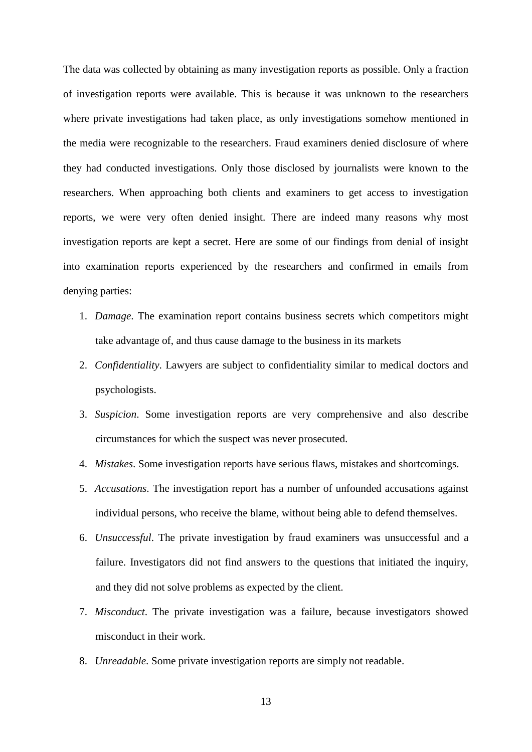The data was collected by obtaining as many investigation reports as possible. Only a fraction of investigation reports were available. This is because it was unknown to the researchers where private investigations had taken place, as only investigations somehow mentioned in the media were recognizable to the researchers. Fraud examiners denied disclosure of where they had conducted investigations. Only those disclosed by journalists were known to the researchers. When approaching both clients and examiners to get access to investigation reports, we were very often denied insight. There are indeed many reasons why most investigation reports are kept a secret. Here are some of our findings from denial of insight into examination reports experienced by the researchers and confirmed in emails from denying parties:

1. *Damage*. The examination report contains business secrets which competitors might take advantage of, and thus cause damage to the business in its markets
2. *Confidentiality*. Lawyers are subject to confidentiality similar to medical doctors and psychologists.
3. *Suspicion*. Some investigation reports are very comprehensive and also describe circumstances for which the suspect was never prosecuted.
4. *Mistakes*. Some investigation reports have serious flaws, mistakes and shortcomings.
5. *Accusations*. The investigation report has a number of unfounded accusations against individual persons, who receive the blame, without being able to defend themselves.
6. *Unsuccessful*. The private investigation by fraud examiners was unsuccessful and a failure. Investigators did not find answers to the questions that initiated the inquiry, and they did not solve problems as expected by the client.
7. *Misconduct*. The private investigation was a failure, because investigators showed misconduct in their work.
8. *Unreadable*. Some private investigation reports are simply not readable.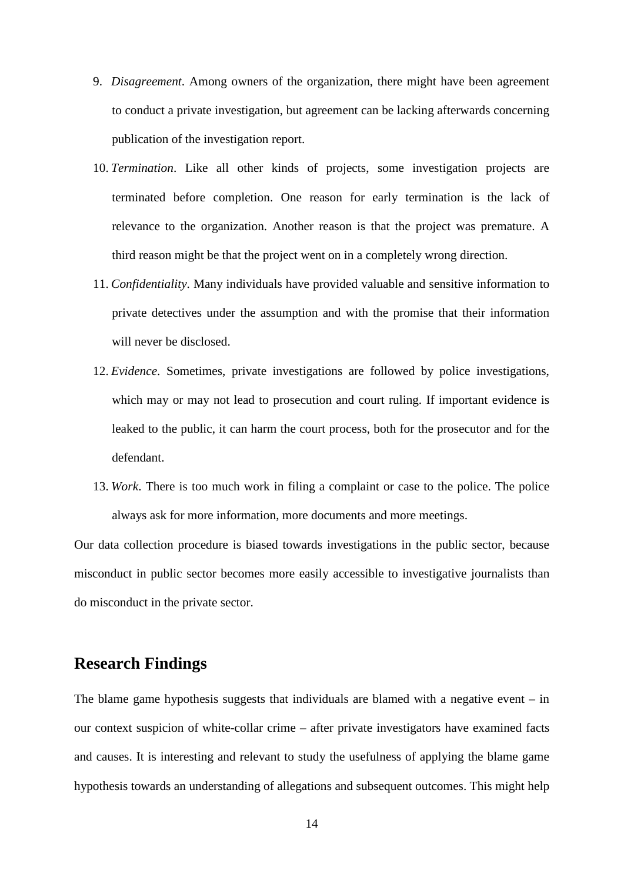9. *Disagreement*. Among owners of the organization, there might have been agreement to conduct a private investigation, but agreement can be lacking afterwards concerning publication of the investigation report.
10. *Termination*. Like all other kinds of projects, some investigation projects are terminated before completion. One reason for early termination is the lack of relevance to the organization. Another reason is that the project was premature. A third reason might be that the project went on in a completely wrong direction.
11. *Confidentiality*. Many individuals have provided valuable and sensitive information to private detectives under the assumption and with the promise that their information will never be disclosed.
12. *Evidence*. Sometimes, private investigations are followed by police investigations, which may or may not lead to prosecution and court ruling. If important evidence is leaked to the public, it can harm the court process, both for the prosecutor and for the defendant.
13. *Work*. There is too much work in filing a complaint or case to the police. The police always ask for more information, more documents and more meetings.

Our data collection procedure is biased towards investigations in the public sector, because misconduct in public sector becomes more easily accessible to investigative journalists than do misconduct in the private sector.

## Research Findings

The blame game hypothesis suggests that individuals are blamed with a negative event – in our context suspicion of white-collar crime – after private investigators have examined facts and causes. It is interesting and relevant to study the usefulness of applying the blame game hypothesis towards an understanding of allegations and subsequent outcomes. This might help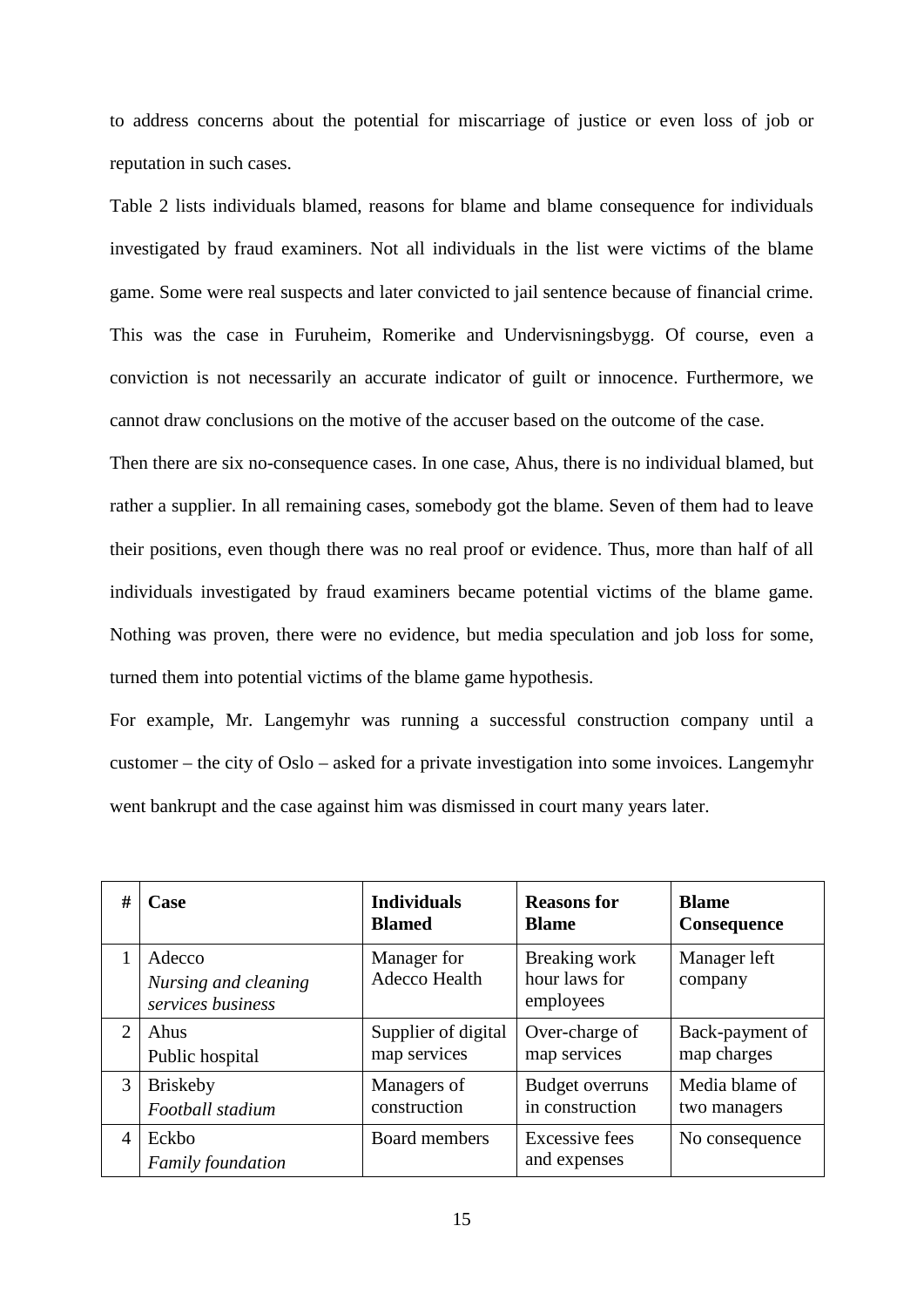to address concerns about the potential for miscarriage of justice or even loss of job or reputation in such cases.

Table 2 lists individuals blamed, reasons for blame and blame consequence for individuals investigated by fraud examiners. Not all individuals in the list were victims of the blame game. Some were real suspects and later convicted to jail sentence because of financial crime. This was the case in Furuheim, Romerike and Undervisningsbygg. Of course, even a conviction is not necessarily an accurate indicator of guilt or innocence. Furthermore, we cannot draw conclusions on the motive of the accuser based on the outcome of the case.

Then there are six no-consequence cases. In one case, Ahus, there is no individual blamed, but rather a supplier. In all remaining cases, somebody got the blame. Seven of them had to leave their positions, even though there was no real proof or evidence. Thus, more than half of all individuals investigated by fraud examiners became potential victims of the blame game. Nothing was proven, there were no evidence, but media speculation and job loss for some, turned them into potential victims of the blame game hypothesis.

For example, Mr. Langemyhr was running a successful construction company until a customer – the city of Oslo – asked for a private investigation into some invoices. Langemyhr went bankrupt and the case against him was dismissed in court many years later.

| # | Case | Individuals Blamed | Reasons for Blame | Blame Consequence |
|---|---|---|---|---|
| 1 | Adecco<br>*Nursing and cleaning services business* | Manager for Adecco Health | Breaking work hour laws for employees | Manager left company |
| 2 | Ahus<br>Public hospital | Supplier of digital map services | Over-charge of map services | Back-payment of map charges |
| 3 | Briskeby<br>*Football stadium* | Managers of construction | Budget overruns in construction | Media blame of two managers |
| 4 | Eckbo<br>*Family foundation* | Board members | Excessive fees and expenses | No consequence |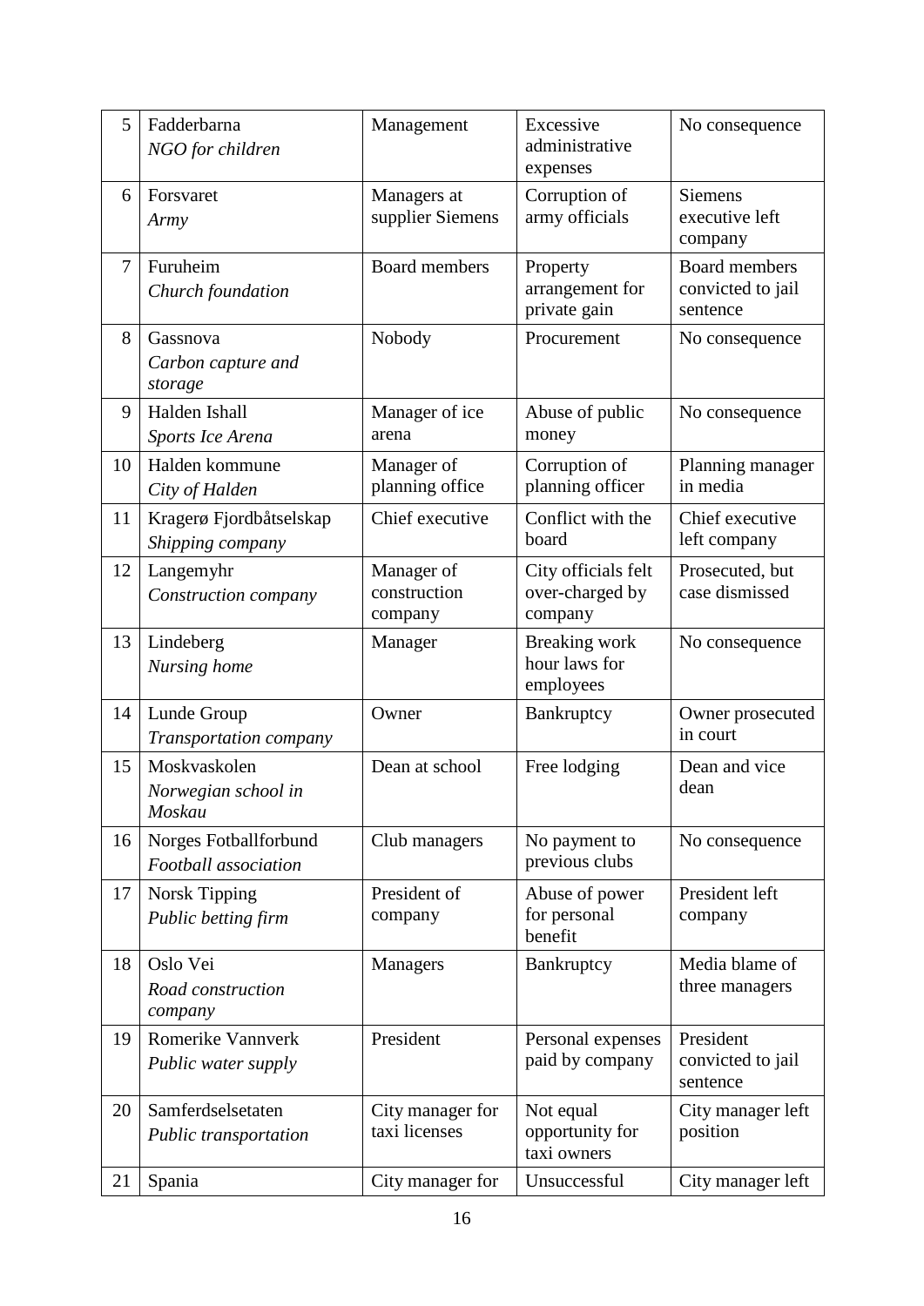| | | | | |
|---|---|---|---|---|
| 5 | Fadderbarna<br>*NGO for children* | Management | Excessive administrative expenses | No consequence |
| 6 | Forsvaret<br>*Army* | Managers at supplier Siemens | Corruption of army officials | Siemens executive left company |
| 7 | Furuheim<br>*Church foundation* | Board members | Property arrangement for private gain | Board members convicted to jail sentence |
| 8 | Gassnova<br>*Carbon capture and storage* | Nobody | Procurement | No consequence |
| 9 | Halden Ishall<br>*Sports Ice Arena* | Manager of ice arena | Abuse of public money | No consequence |
| 10 | Halden kommune<br>*City of Halden* | Manager of planning office | Corruption of planning officer | Planning manager in media |
| 11 | Kragerø Fjordbåtselskap<br>*Shipping company* | Chief executive | Conflict with the board | Chief executive left company |
| 12 | Langemyhr<br>*Construction company* | Manager of construction company | City officials felt over-charged by company | Prosecuted, but case dismissed |
| 13 | Lindeberg<br>*Nursing home* | Manager | Breaking work hour laws for employees | No consequence |
| 14 | Lunde Group<br>*Transportation company* | Owner | Bankruptcy | Owner prosecuted in court |
| 15 | Moskvaskolen<br>*Norwegian school in Moskau* | Dean at school | Free lodging | Dean and vice dean |
| 16 | Norges Fotballforbund<br>*Football association* | Club managers | No payment to previous clubs | No consequence |
| 17 | Norsk Tipping<br>*Public betting firm* | President of company | Abuse of power for personal benefit | President left company |
| 18 | Oslo Vei<br>*Road construction company* | Managers | Bankruptcy | Media blame of three managers |
| 19 | Romerike Vannverk<br>*Public water supply* | President | Personal expenses paid by company | President convicted to jail sentence |
| 20 | Samferdselsetaten<br>*Public transportation* | City manager for taxi licenses | Not equal opportunity for taxi owners | City manager left position |
| 21 | Spania | City manager for | Unsuccessful | City manager left |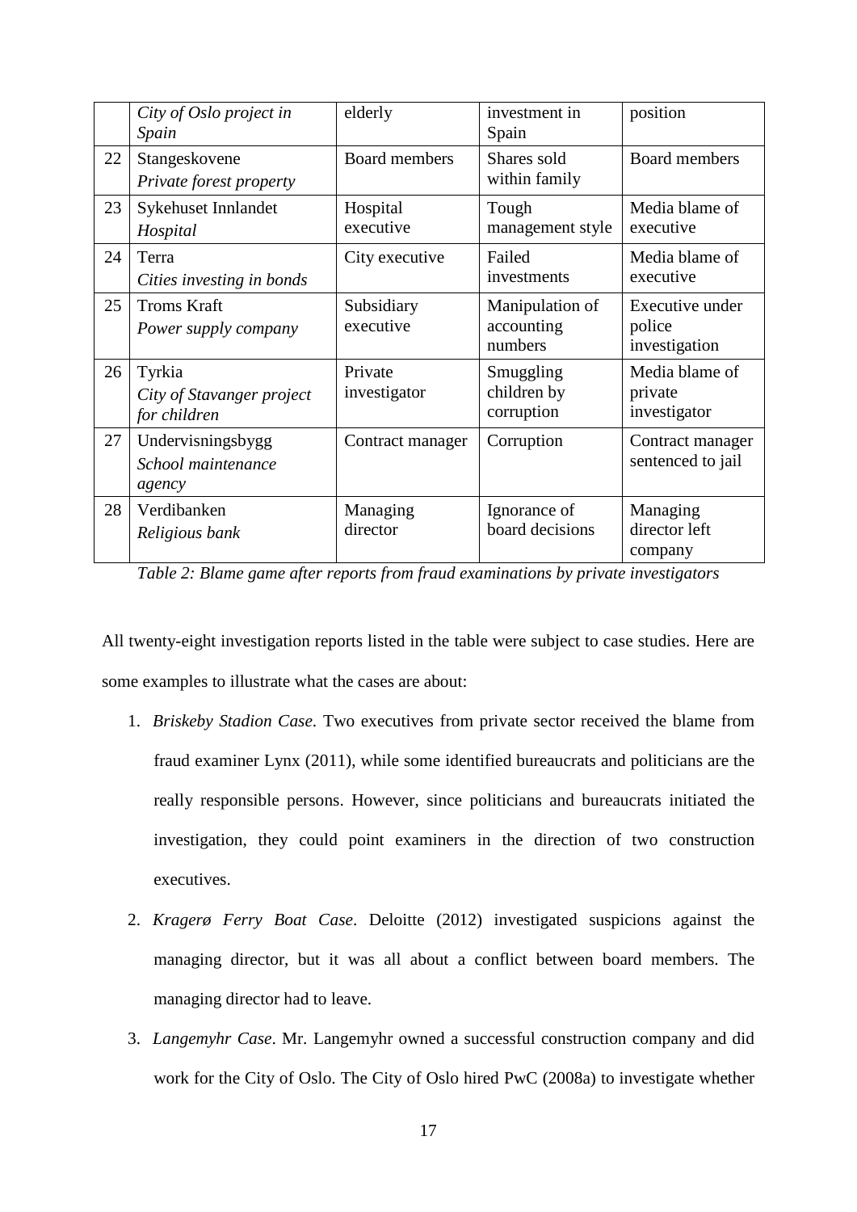| | | | | |
|---|---|---|---|---|
| | *City of Oslo project in Spain* | elderly | investment in Spain | position |
| 22 | Stangeskovene *Private forest property* | Board members | Shares sold within family | Board members |
| 23 | Sykehuset Innlandet *Hospital* | Hospital executive | Tough management style | Media blame of executive |
| 24 | Terra *Cities investing in bonds* | City executive | Failed investments | Media blame of executive |
| 25 | Troms Kraft *Power supply company* | Subsidiary executive | Manipulation of accounting numbers | Executive under police investigation |
| 26 | Tyrkia *City of Stavanger project for children* | Private investigator | Smuggling children by corruption | Media blame of private investigator |
| 27 | Undervisningsbygg *School maintenance agency* | Contract manager | Corruption | Contract manager sentenced to jail |
| 28 | Verdibanken *Religious bank* | Managing director | Ignorance of board decisions | Managing director left company |

*Table 2: Blame game after reports from fraud examinations by private investigators*

All twenty-eight investigation reports listed in the table were subject to case studies. Here are some examples to illustrate what the cases are about:

1. *Briskeby Stadion Case*. Two executives from private sector received the blame from fraud examiner Lynx (2011), while some identified bureaucrats and politicians are the really responsible persons. However, since politicians and bureaucrats initiated the investigation, they could point examiners in the direction of two construction executives.

2. *Kragerø Ferry Boat Case*. Deloitte (2012) investigated suspicions against the managing director, but it was all about a conflict between board members. The managing director had to leave.

3. *Langemyhr Case*. Mr. Langemyhr owned a successful construction company and did work for the City of Oslo. The City of Oslo hired PwC (2008a) to investigate whether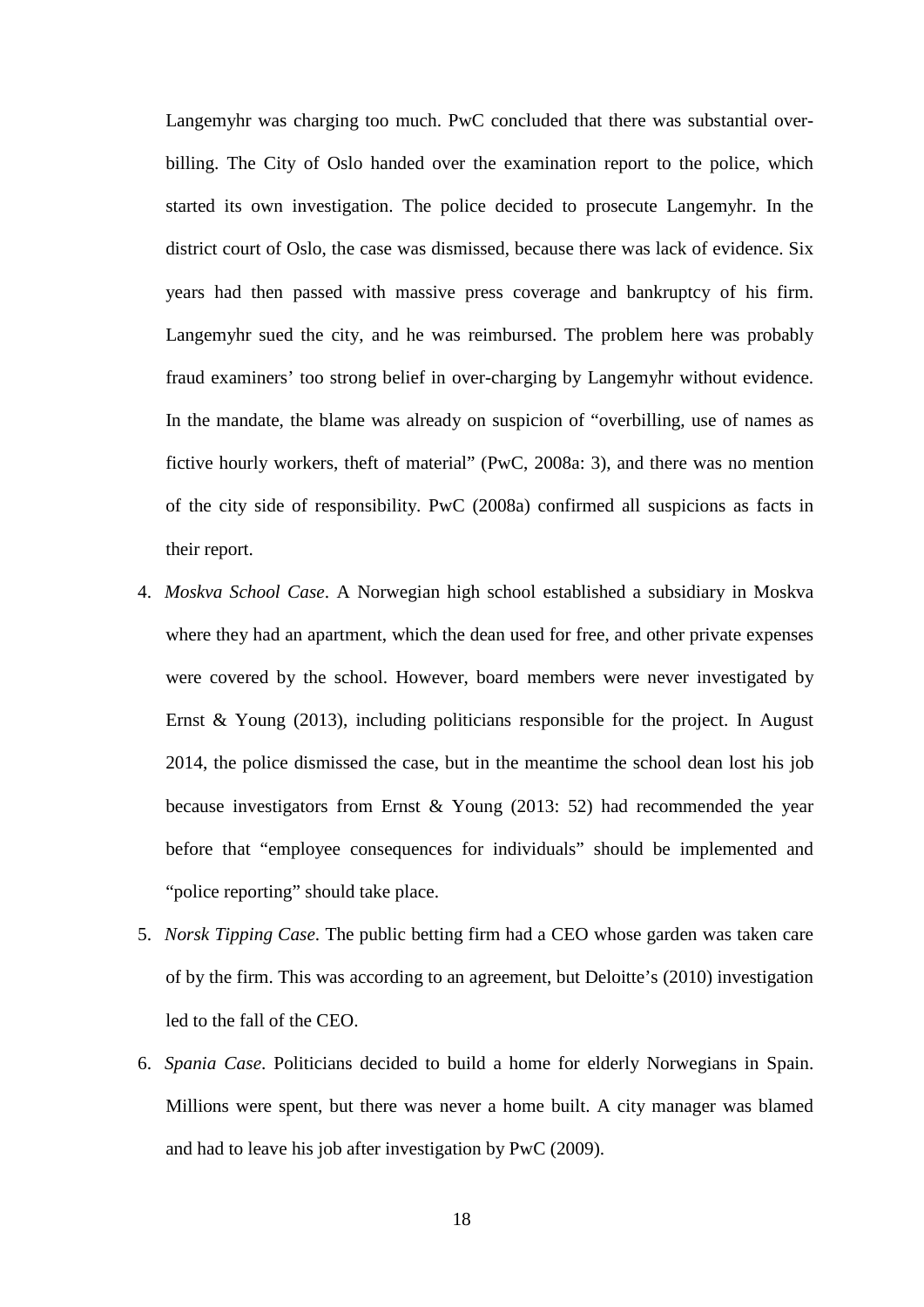Langemyhr was charging too much. PwC concluded that there was substantial over-billing. The City of Oslo handed over the examination report to the police, which started its own investigation. The police decided to prosecute Langemyhr. In the district court of Oslo, the case was dismissed, because there was lack of evidence. Six years had then passed with massive press coverage and bankruptcy of his firm. Langemyhr sued the city, and he was reimbursed. The problem here was probably fraud examiners' too strong belief in over-charging by Langemyhr without evidence. In the mandate, the blame was already on suspicion of "overbilling, use of names as fictive hourly workers, theft of material" (PwC, 2008a: 3), and there was no mention of the city side of responsibility. PwC (2008a) confirmed all suspicions as facts in their report.

4. *Moskva School Case*. A Norwegian high school established a subsidiary in Moskva where they had an apartment, which the dean used for free, and other private expenses were covered by the school. However, board members were never investigated by Ernst & Young (2013), including politicians responsible for the project. In August 2014, the police dismissed the case, but in the meantime the school dean lost his job because investigators from Ernst & Young (2013: 52) had recommended the year before that "employee consequences for individuals" should be implemented and "police reporting" should take place.

5. *Norsk Tipping Case*. The public betting firm had a CEO whose garden was taken care of by the firm. This was according to an agreement, but Deloitte's (2010) investigation led to the fall of the CEO.

6. *Spania Case*. Politicians decided to build a home for elderly Norwegians in Spain. Millions were spent, but there was never a home built. A city manager was blamed and had to leave his job after investigation by PwC (2009).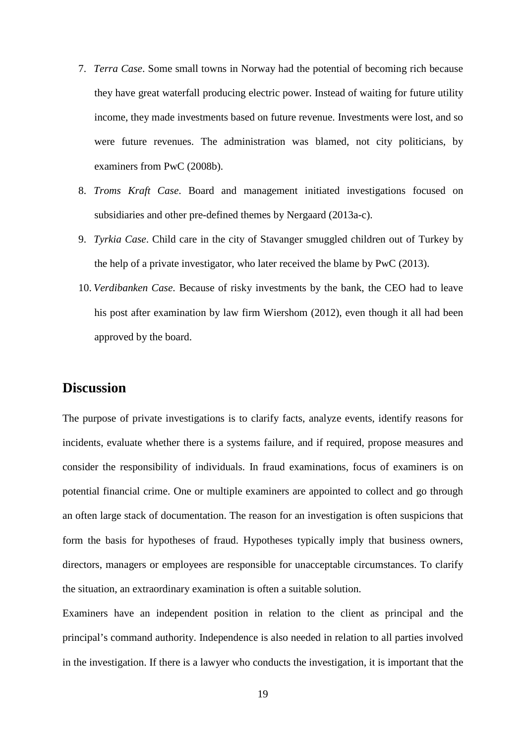7. *Terra Case*. Some small towns in Norway had the potential of becoming rich because they have great waterfall producing electric power. Instead of waiting for future utility income, they made investments based on future revenue. Investments were lost, and so were future revenues. The administration was blamed, not city politicians, by examiners from PwC (2008b).
8. *Troms Kraft Case*. Board and management initiated investigations focused on subsidiaries and other pre-defined themes by Nergaard (2013a-c).
9. *Tyrkia Case*. Child care in the city of Stavanger smuggled children out of Turkey by the help of a private investigator, who later received the blame by PwC (2013).
10. *Verdibanken Case.* Because of risky investments by the bank, the CEO had to leave his post after examination by law firm Wiershom (2012), even though it all had been approved by the board.

## Discussion

The purpose of private investigations is to clarify facts, analyze events, identify reasons for incidents, evaluate whether there is a systems failure, and if required, propose measures and consider the responsibility of individuals. In fraud examinations, focus of examiners is on potential financial crime. One or multiple examiners are appointed to collect and go through an often large stack of documentation. The reason for an investigation is often suspicions that form the basis for hypotheses of fraud. Hypotheses typically imply that business owners, directors, managers or employees are responsible for unacceptable circumstances. To clarify the situation, an extraordinary examination is often a suitable solution.

Examiners have an independent position in relation to the client as principal and the principal's command authority. Independence is also needed in relation to all parties involved in the investigation. If there is a lawyer who conducts the investigation, it is important that the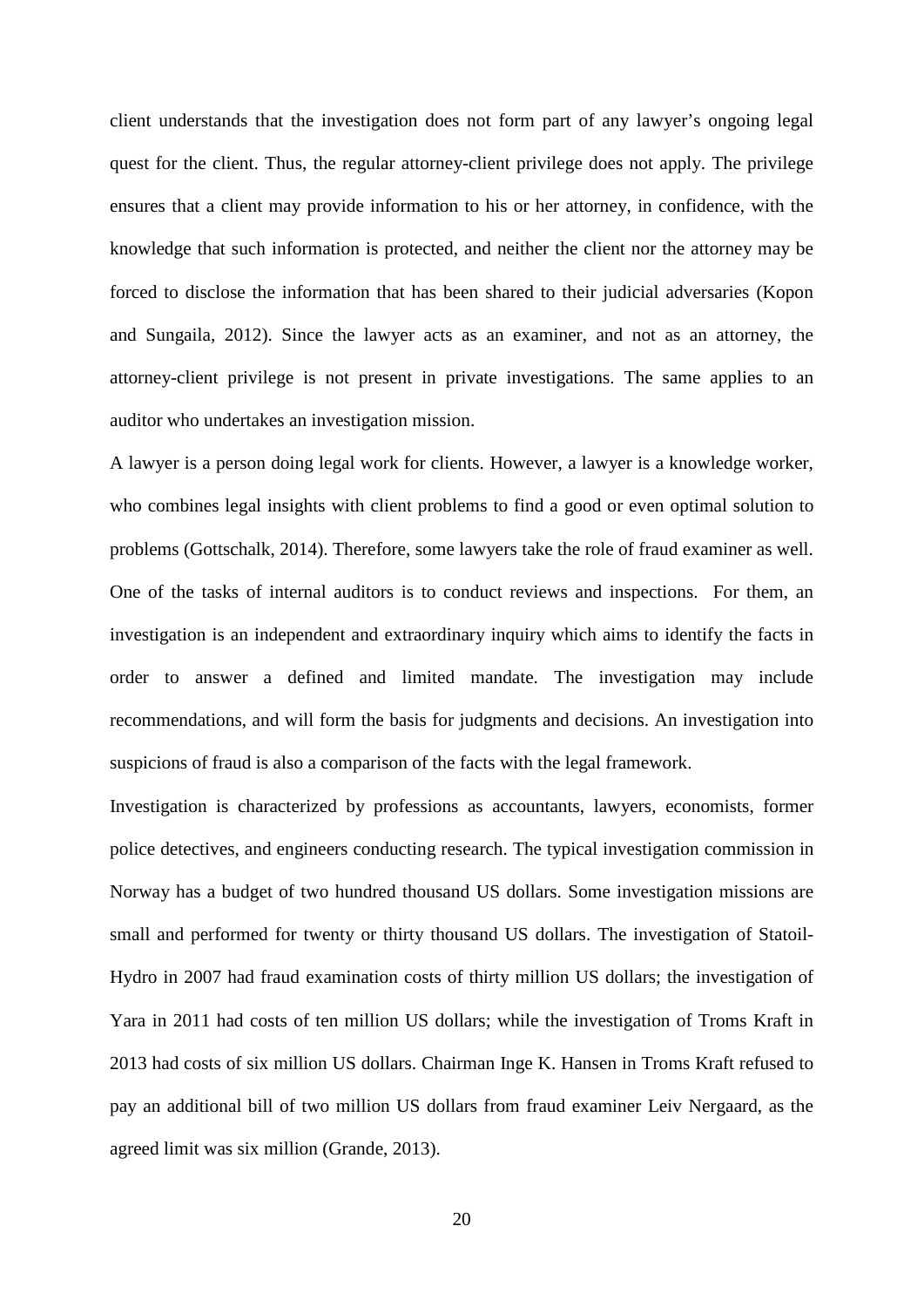client understands that the investigation does not form part of any lawyer's ongoing legal quest for the client. Thus, the regular attorney-client privilege does not apply. The privilege ensures that a client may provide information to his or her attorney, in confidence, with the knowledge that such information is protected, and neither the client nor the attorney may be forced to disclose the information that has been shared to their judicial adversaries (Kopon and Sungaila, 2012). Since the lawyer acts as an examiner, and not as an attorney, the attorney-client privilege is not present in private investigations. The same applies to an auditor who undertakes an investigation mission.

A lawyer is a person doing legal work for clients. However, a lawyer is a knowledge worker, who combines legal insights with client problems to find a good or even optimal solution to problems (Gottschalk, 2014). Therefore, some lawyers take the role of fraud examiner as well. One of the tasks of internal auditors is to conduct reviews and inspections. For them, an investigation is an independent and extraordinary inquiry which aims to identify the facts in order to answer a defined and limited mandate. The investigation may include recommendations, and will form the basis for judgments and decisions. An investigation into suspicions of fraud is also a comparison of the facts with the legal framework.

Investigation is characterized by professions as accountants, lawyers, economists, former police detectives, and engineers conducting research. The typical investigation commission in Norway has a budget of two hundred thousand US dollars. Some investigation missions are small and performed for twenty or thirty thousand US dollars. The investigation of Statoil-Hydro in 2007 had fraud examination costs of thirty million US dollars; the investigation of Yara in 2011 had costs of ten million US dollars; while the investigation of Troms Kraft in 2013 had costs of six million US dollars. Chairman Inge K. Hansen in Troms Kraft refused to pay an additional bill of two million US dollars from fraud examiner Leiv Nergaard, as the agreed limit was six million (Grande, 2013).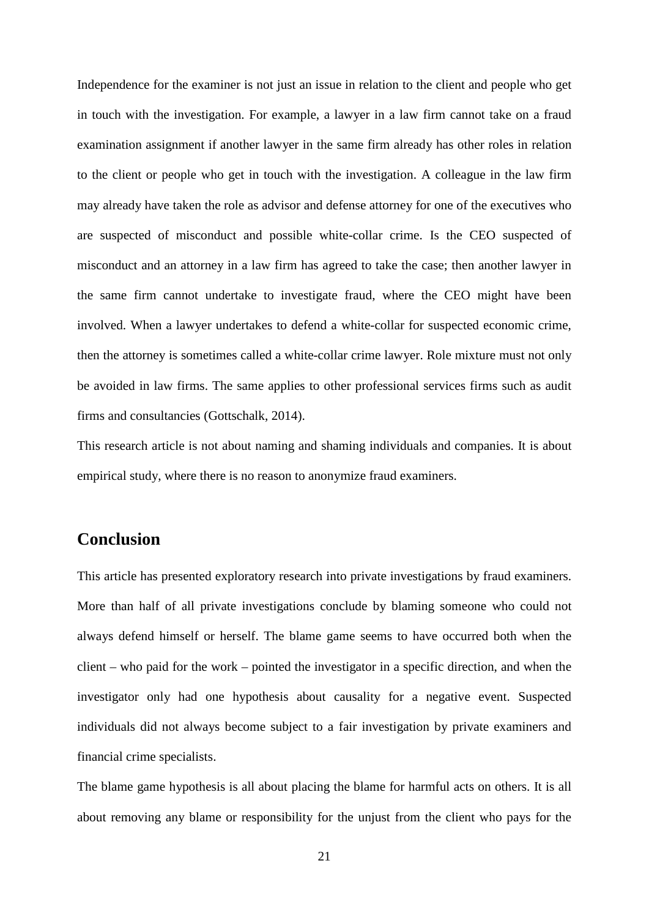Independence for the examiner is not just an issue in relation to the client and people who get in touch with the investigation. For example, a lawyer in a law firm cannot take on a fraud examination assignment if another lawyer in the same firm already has other roles in relation to the client or people who get in touch with the investigation. A colleague in the law firm may already have taken the role as advisor and defense attorney for one of the executives who are suspected of misconduct and possible white-collar crime. Is the CEO suspected of misconduct and an attorney in a law firm has agreed to take the case; then another lawyer in the same firm cannot undertake to investigate fraud, where the CEO might have been involved. When a lawyer undertakes to defend a white-collar for suspected economic crime, then the attorney is sometimes called a white-collar crime lawyer. Role mixture must not only be avoided in law firms. The same applies to other professional services firms such as audit firms and consultancies (Gottschalk, 2014).

This research article is not about naming and shaming individuals and companies. It is about empirical study, where there is no reason to anonymize fraud examiners.

## Conclusion

This article has presented exploratory research into private investigations by fraud examiners. More than half of all private investigations conclude by blaming someone who could not always defend himself or herself. The blame game seems to have occurred both when the client – who paid for the work – pointed the investigator in a specific direction, and when the investigator only had one hypothesis about causality for a negative event. Suspected individuals did not always become subject to a fair investigation by private examiners and financial crime specialists.

The blame game hypothesis is all about placing the blame for harmful acts on others. It is all about removing any blame or responsibility for the unjust from the client who pays for the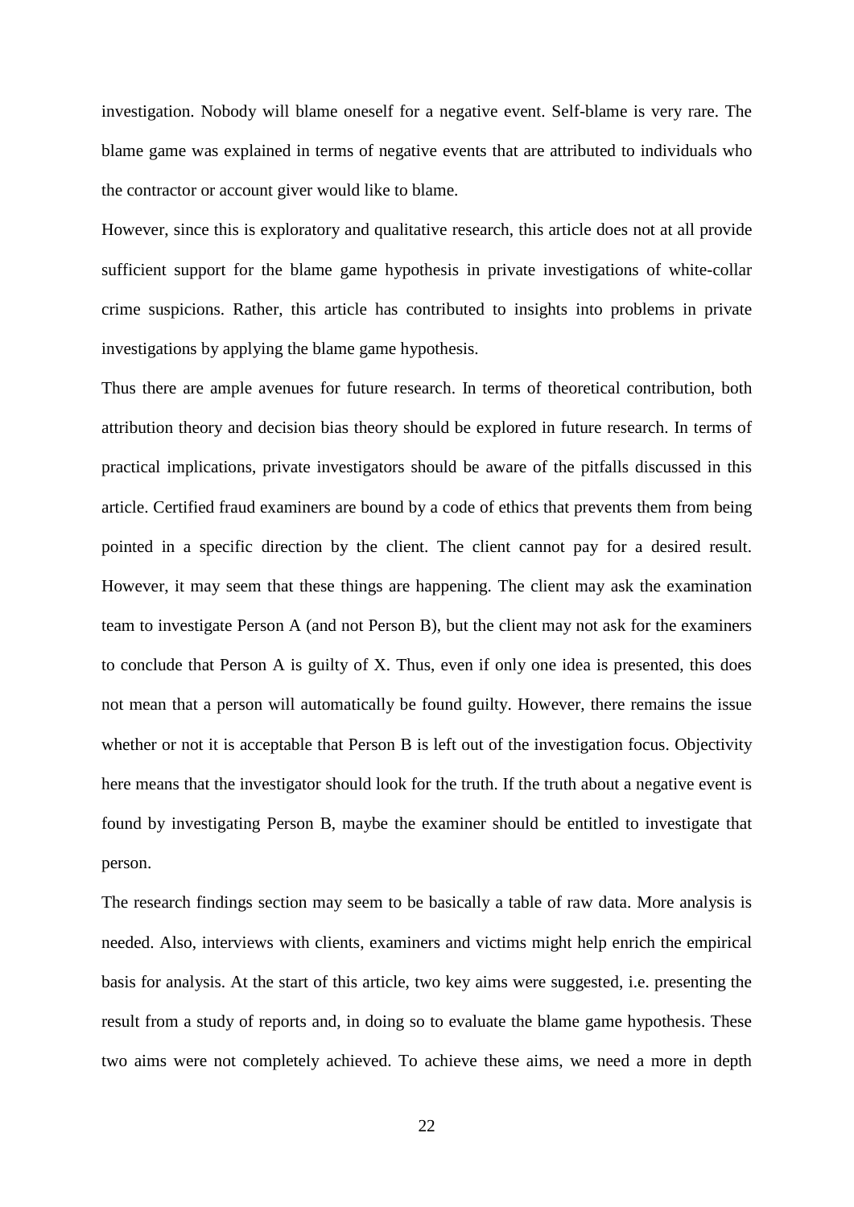investigation. Nobody will blame oneself for a negative event. Self-blame is very rare. The blame game was explained in terms of negative events that are attributed to individuals who the contractor or account giver would like to blame.

However, since this is exploratory and qualitative research, this article does not at all provide sufficient support for the blame game hypothesis in private investigations of white-collar crime suspicions. Rather, this article has contributed to insights into problems in private investigations by applying the blame game hypothesis.

Thus there are ample avenues for future research. In terms of theoretical contribution, both attribution theory and decision bias theory should be explored in future research. In terms of practical implications, private investigators should be aware of the pitfalls discussed in this article. Certified fraud examiners are bound by a code of ethics that prevents them from being pointed in a specific direction by the client. The client cannot pay for a desired result. However, it may seem that these things are happening. The client may ask the examination team to investigate Person A (and not Person B), but the client may not ask for the examiners to conclude that Person A is guilty of X. Thus, even if only one idea is presented, this does not mean that a person will automatically be found guilty. However, there remains the issue whether or not it is acceptable that Person B is left out of the investigation focus. Objectivity here means that the investigator should look for the truth. If the truth about a negative event is found by investigating Person B, maybe the examiner should be entitled to investigate that person.

The research findings section may seem to be basically a table of raw data. More analysis is needed. Also, interviews with clients, examiners and victims might help enrich the empirical basis for analysis. At the start of this article, two key aims were suggested, i.e. presenting the result from a study of reports and, in doing so to evaluate the blame game hypothesis. These two aims were not completely achieved. To achieve these aims, we need a more in depth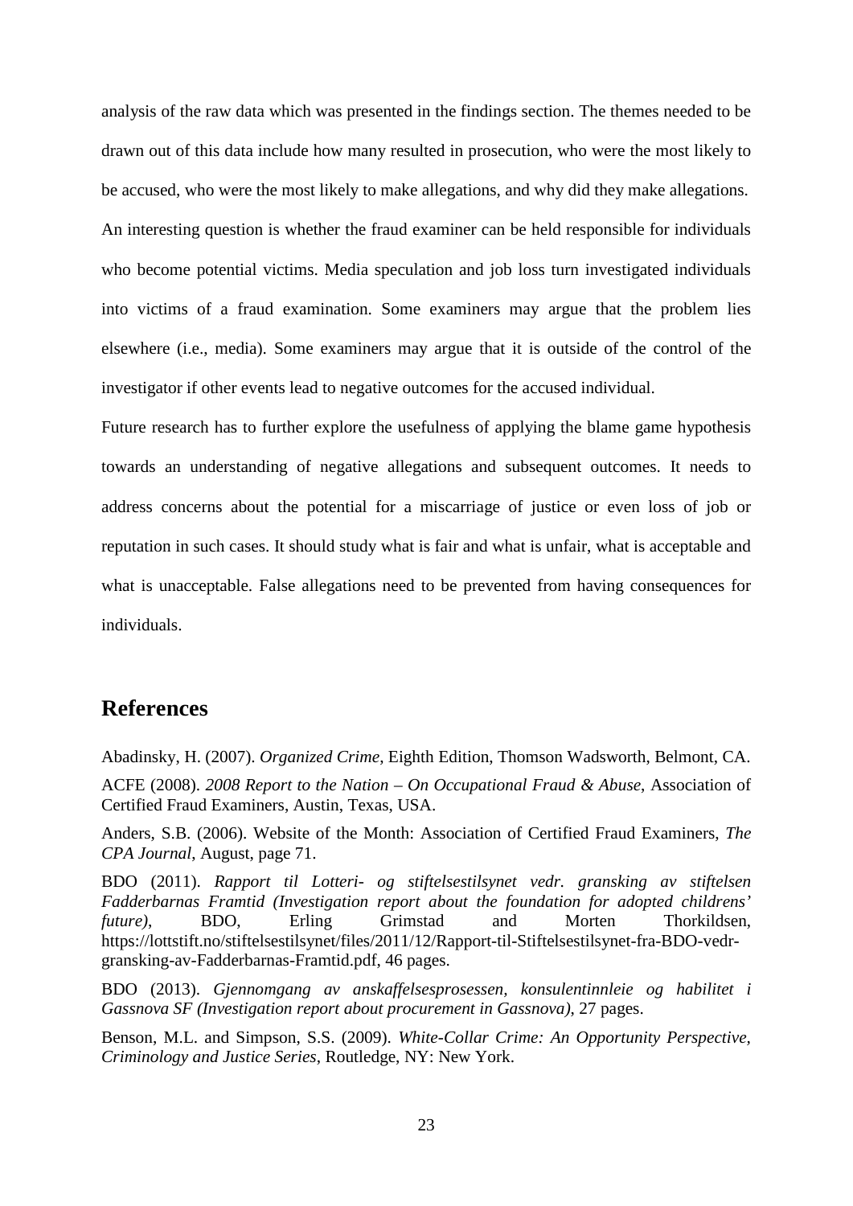analysis of the raw data which was presented in the findings section. The themes needed to be drawn out of this data include how many resulted in prosecution, who were the most likely to be accused, who were the most likely to make allegations, and why did they make allegations. An interesting question is whether the fraud examiner can be held responsible for individuals who become potential victims. Media speculation and job loss turn investigated individuals into victims of a fraud examination. Some examiners may argue that the problem lies elsewhere (i.e., media). Some examiners may argue that it is outside of the control of the investigator if other events lead to negative outcomes for the accused individual.

Future research has to further explore the usefulness of applying the blame game hypothesis towards an understanding of negative allegations and subsequent outcomes. It needs to address concerns about the potential for a miscarriage of justice or even loss of job or reputation in such cases. It should study what is fair and what is unfair, what is acceptable and what is unacceptable. False allegations need to be prevented from having consequences for individuals.

## References

Abadinsky, H. (2007). *Organized Crime*, Eighth Edition, Thomson Wadsworth, Belmont, CA.

ACFE (2008). *2008 Report to the Nation – On Occupational Fraud & Abuse*, Association of Certified Fraud Examiners, Austin, Texas, USA.

Anders, S.B. (2006). Website of the Month: Association of Certified Fraud Examiners, *The CPA Journal*, August, page 71.

BDO (2011). *Rapport til Lotteri- og stiftelsestilsynet vedr. gransking av stiftelsen Fadderbarnas Framtid (Investigation report about the foundation for adopted childrens' future)*, BDO, Erling Grimstad and Morten Thorkildsen, https://lottstift.no/stiftelsestilsynet/files/2011/12/Rapport-til-Stiftelsestilsynet-fra-BDO-vedr-gransking-av-Fadderbarnas-Framtid.pdf, 46 pages.

BDO (2013). *Gjennomgang av anskaffelsesprosessen, konsulentinnleie og habilitet i Gassnova SF (Investigation report about procurement in Gassnova)*, 27 pages.

Benson, M.L. and Simpson, S.S. (2009). *White-Collar Crime: An Opportunity Perspective, Criminology and Justice Series*, Routledge, NY: New York.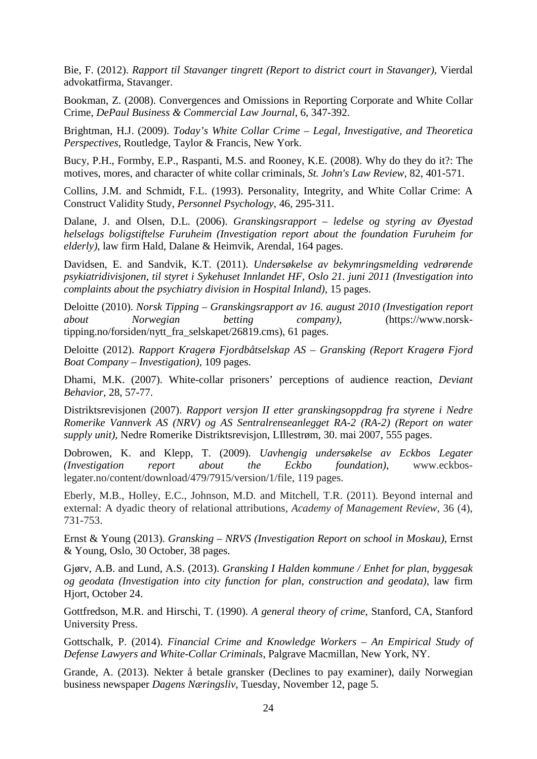Bie, F. (2012). *Rapport til Stavanger tingrett (Report to district court in Stavanger)*, Vierdal advokatfirma, Stavanger.

Bookman, Z. (2008). Convergences and Omissions in Reporting Corporate and White Collar Crime, *DePaul Business & Commercial Law Journal*, 6, 347-392.

Brightman, H.J. (2009). *Today's White Collar Crime – Legal, Investigative, and Theoretica Perspectives*, Routledge, Taylor & Francis, New York.

Bucy, P.H., Formby, E.P., Raspanti, M.S. and Rooney, K.E. (2008). Why do they do it?: The motives, mores, and character of white collar criminals, *St. John's Law Review*, 82, 401-571.

Collins, J.M. and Schmidt, F.L. (1993). Personality, Integrity, and White Collar Crime: A Construct Validity Study, *Personnel Psychology*, 46, 295-311.

Dalane, J. and Olsen, D.L. (2006). *Granskingsrapport – ledelse og styring av Øyestad helselags boligstiftelse Furuheim (Investigation report about the foundation Furuheim for elderly)*, law firm Hald, Dalane & Heimvik, Arendal, 164 pages.

Davidsen, E. and Sandvik, K.T. (2011). *Undersøkelse av bekymringsmelding vedrørende psykiatridivisjonen, til styret i Sykehuset Innlandet HF, Oslo 21. juni 2011 (Investigation into complaints about the psychiatry division in Hospital Inland)*, 15 pages.

Deloitte (2010). *Norsk Tipping – Granskingsrapport av 16. august 2010 (Investigation report about Norwegian betting company)*, (https://www.norsk-tipping.no/forsiden/nytt_fra_selskapet/26819.cms), 61 pages.

Deloitte (2012). *Rapport Kragerø Fjordbåtselskap AS – Gransking (Report Kragerø Fjord Boat Company – Investigation)*, 109 pages.

Dhami, M.K. (2007). White-collar prisoners' perceptions of audience reaction, *Deviant Behavior*, 28, 57-77.

Distriktsrevisjonen (2007). *Rapport versjon II etter granskingsoppdrag fra styrene i Nedre Romerike Vannverk AS (NRV) og AS Sentralrenseanlegget RA-2 (RA-2) (Report on water supply unit)*, Nedre Romerike Distriktsrevisjon, LIllestrøm, 30. mai 2007, 555 pages.

Dobrowen, K. and Klepp, T. (2009). *Uavhengig undersøkelse av Eckbos Legater (Investigation report about the Eckbo foundation)*, www.eckbos-legater.no/content/download/479/7915/version/1/file, 119 pages.

Eberly, M.B., Holley, E.C., Johnson, M.D. and Mitchell, T.R. (2011). Beyond internal and external: A dyadic theory of relational attributions, *Academy of Management Review*, 36 (4), 731-753.

Ernst & Young (2013). *Gransking – NRVS (Investigation Report on school in Moskau)*, Ernst & Young, Oslo, 30 October, 38 pages.

Gjørv, A.B. and Lund, A.S. (2013). *Gransking I Halden kommune / Enhet for plan, byggesak og geodata (Investigation into city function for plan, construction and geodata)*, law firm Hjort, October 24.

Gottfredson, M.R. and Hirschi, T. (1990). *A general theory of crime*, Stanford, CA, Stanford University Press.

Gottschalk, P. (2014). *Financial Crime and Knowledge Workers – An Empirical Study of Defense Lawyers and White-Collar Criminals*, Palgrave Macmillan, New York, NY.

Grande, A. (2013). Nekter å betale gransker (Declines to pay examiner), daily Norwegian business newspaper *Dagens Næringsliv*, Tuesday, November 12, page 5.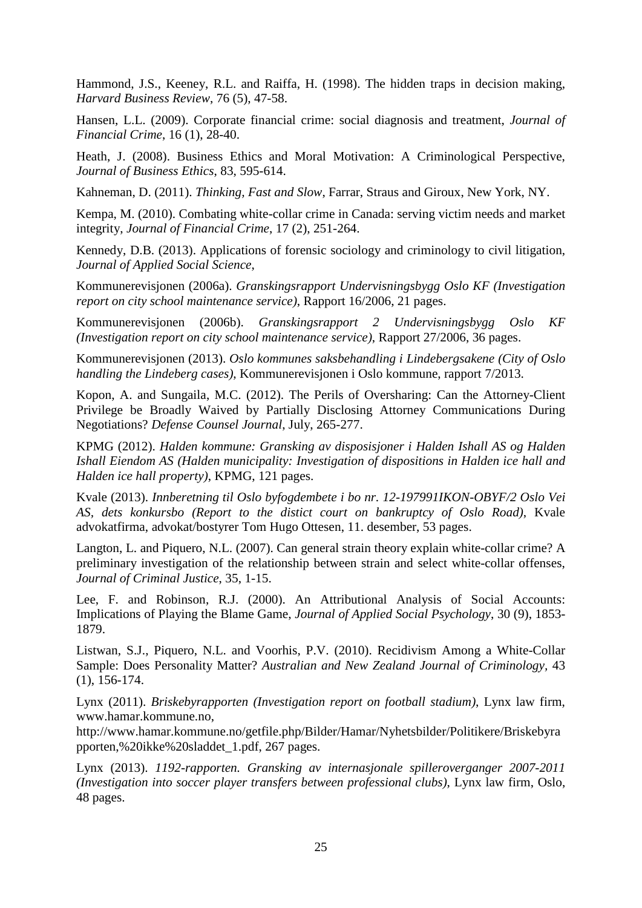Hammond, J.S., Keeney, R.L. and Raiffa, H. (1998). The hidden traps in decision making, *Harvard Business Review*, 76 (5), 47-58.

Hansen, L.L. (2009). Corporate financial crime: social diagnosis and treatment, *Journal of Financial Crime*, 16 (1), 28-40.

Heath, J. (2008). Business Ethics and Moral Motivation: A Criminological Perspective, *Journal of Business Ethics*, 83, 595-614.

Kahneman, D. (2011). *Thinking, Fast and Slow*, Farrar, Straus and Giroux, New York, NY.

Kempa, M. (2010). Combating white-collar crime in Canada: serving victim needs and market integrity, *Journal of Financial Crime*, 17 (2), 251-264.

Kennedy, D.B. (2013). Applications of forensic sociology and criminology to civil litigation, *Journal of Applied Social Science*,

Kommunerevisjonen (2006a). *Granskingsrapport Undervisningsbygg Oslo KF (Investigation report on city school maintenance service)*, Rapport 16/2006, 21 pages.

Kommunerevisjonen (2006b). *Granskingsrapport 2 Undervisningsbygg Oslo KF (Investigation report on city school maintenance service)*, Rapport 27/2006, 36 pages.

Kommunerevisjonen (2013). *Oslo kommunes saksbehandling i Lindebergsakene (City of Oslo handling the Lindeberg cases)*, Kommunerevisjonen i Oslo kommune, rapport 7/2013.

Kopon, A. and Sungaila, M.C. (2012). The Perils of Oversharing: Can the Attorney-Client Privilege be Broadly Waived by Partially Disclosing Attorney Communications During Negotiations? *Defense Counsel Journal*, July, 265-277.

KPMG (2012). *Halden kommune: Gransking av disposisjoner i Halden Ishall AS og Halden Ishall Eiendom AS (Halden municipality: Investigation of dispositions in Halden ice hall and Halden ice hall property)*, KPMG, 121 pages.

Kvale (2013). *Innberetning til Oslo byfogdembete i bo nr. 12-197991IKON-OBYF/2 Oslo Vei AS, dets konkursbo (Report to the distict court on bankruptcy of Oslo Road)*, Kvale advokatfirma, advokat/bostyrer Tom Hugo Ottesen, 11. desember, 53 pages.

Langton, L. and Piquero, N.L. (2007). Can general strain theory explain white-collar crime? A preliminary investigation of the relationship between strain and select white-collar offenses, *Journal of Criminal Justice*, 35, 1-15.

Lee, F. and Robinson, R.J. (2000). An Attributional Analysis of Social Accounts: Implications of Playing the Blame Game, *Journal of Applied Social Psychology*, 30 (9), 1853-1879.

Listwan, S.J., Piquero, N.L. and Voorhis, P.V. (2010). Recidivism Among a White-Collar Sample: Does Personality Matter? *Australian and New Zealand Journal of Criminology*, 43 (1), 156-174.

Lynx (2011). *Briskebyrapporten (Investigation report on football stadium)*, Lynx law firm, www.hamar.kommune.no, http://www.hamar.kommune.no/getfile.php/Bilder/Hamar/Nyhetsbilder/Politikere/Briskebyrapporten,%20ikke%20sladdet_1.pdf, 267 pages.

Lynx (2013). *1192-rapporten. Gransking av internasjonale spilleroverganger 2007-2011 (Investigation into soccer player transfers between professional clubs)*, Lynx law firm, Oslo, 48 pages.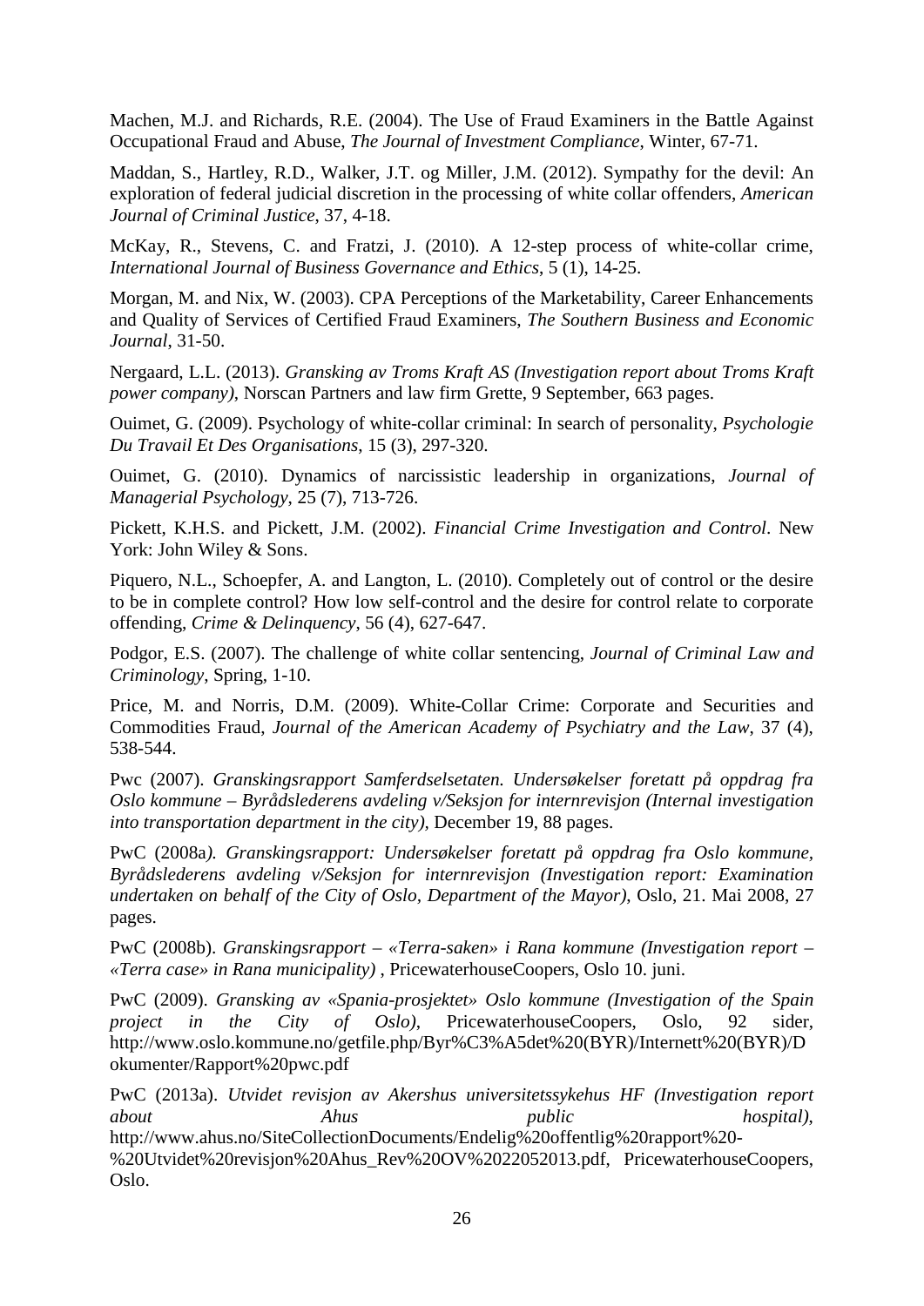Machen, M.J. and Richards, R.E. (2004). The Use of Fraud Examiners in the Battle Against Occupational Fraud and Abuse, *The Journal of Investment Compliance*, Winter, 67-71.

Maddan, S., Hartley, R.D., Walker, J.T. og Miller, J.M. (2012). Sympathy for the devil: An exploration of federal judicial discretion in the processing of white collar offenders, *American Journal of Criminal Justice*, 37, 4-18.

McKay, R., Stevens, C. and Fratzi, J. (2010). A 12-step process of white-collar crime, *International Journal of Business Governance and Ethics*, 5 (1), 14-25.

Morgan, M. and Nix, W. (2003). CPA Perceptions of the Marketability, Career Enhancements and Quality of Services of Certified Fraud Examiners, *The Southern Business and Economic Journal*, 31-50.

Nergaard, L.L. (2013). *Gransking av Troms Kraft AS (Investigation report about Troms Kraft power company)*, Norscan Partners and law firm Grette, 9 September, 663 pages.

Ouimet, G. (2009). Psychology of white-collar criminal: In search of personality, *Psychologie Du Travail Et Des Organisations*, 15 (3), 297-320.

Ouimet, G. (2010). Dynamics of narcissistic leadership in organizations, *Journal of Managerial Psychology*, 25 (7), 713-726.

Pickett, K.H.S. and Pickett, J.M. (2002). *Financial Crime Investigation and Control*. New York: John Wiley & Sons.

Piquero, N.L., Schoepfer, A. and Langton, L. (2010). Completely out of control or the desire to be in complete control? How low self-control and the desire for control relate to corporate offending, *Crime & Delinquency*, 56 (4), 627-647.

Podgor, E.S. (2007). The challenge of white collar sentencing, *Journal of Criminal Law and Criminology*, Spring, 1-10.

Price, M. and Norris, D.M. (2009). White-Collar Crime: Corporate and Securities and Commodities Fraud, *Journal of the American Academy of Psychiatry and the Law*, 37 (4), 538-544.

Pwc (2007). *Granskingsrapport Samferdselsetaten. Undersøkelser foretatt på oppdrag fra Oslo kommune – Byrådslederens avdeling v/Seksjon for internrevisjon (Internal investigation into transportation department in the city)*, December 19, 88 pages.

PwC (2008a*). Granskingsrapport: Undersøkelser foretatt på oppdrag fra Oslo kommune, Byrådslederens avdeling v/Seksjon for internrevisjon (Investigation report: Examination undertaken on behalf of the City of Oslo, Department of the Mayor)*, Oslo, 21. Mai 2008, 27 pages.

PwC (2008b). *Granskingsrapport – «Terra-saken» i Rana kommune (Investigation report – «Terra case» in Rana municipality)* , PricewaterhouseCoopers, Oslo 10. juni.

PwC (2009). *Gransking av «Spania-prosjektet» Oslo kommune (Investigation of the Spain project in the City of Oslo)*, PricewaterhouseCoopers, Oslo, 92 sider, http://www.oslo.kommune.no/getfile.php/Byr%C3%A5det%20(BYR)/Internett%20(BYR)/Dokumenter/Rapport%20pwc.pdf

PwC (2013a). *Utvidet revisjon av Akershus universitetssykehus HF (Investigation report about Ahus public hospital)*, http://www.ahus.no/SiteCollectionDocuments/Endelig%20offentlig%20rapport%20-%20Utvidet%20revisjon%20Ahus_Rev%20OV%2022052013.pdf, PricewaterhouseCoopers, Oslo.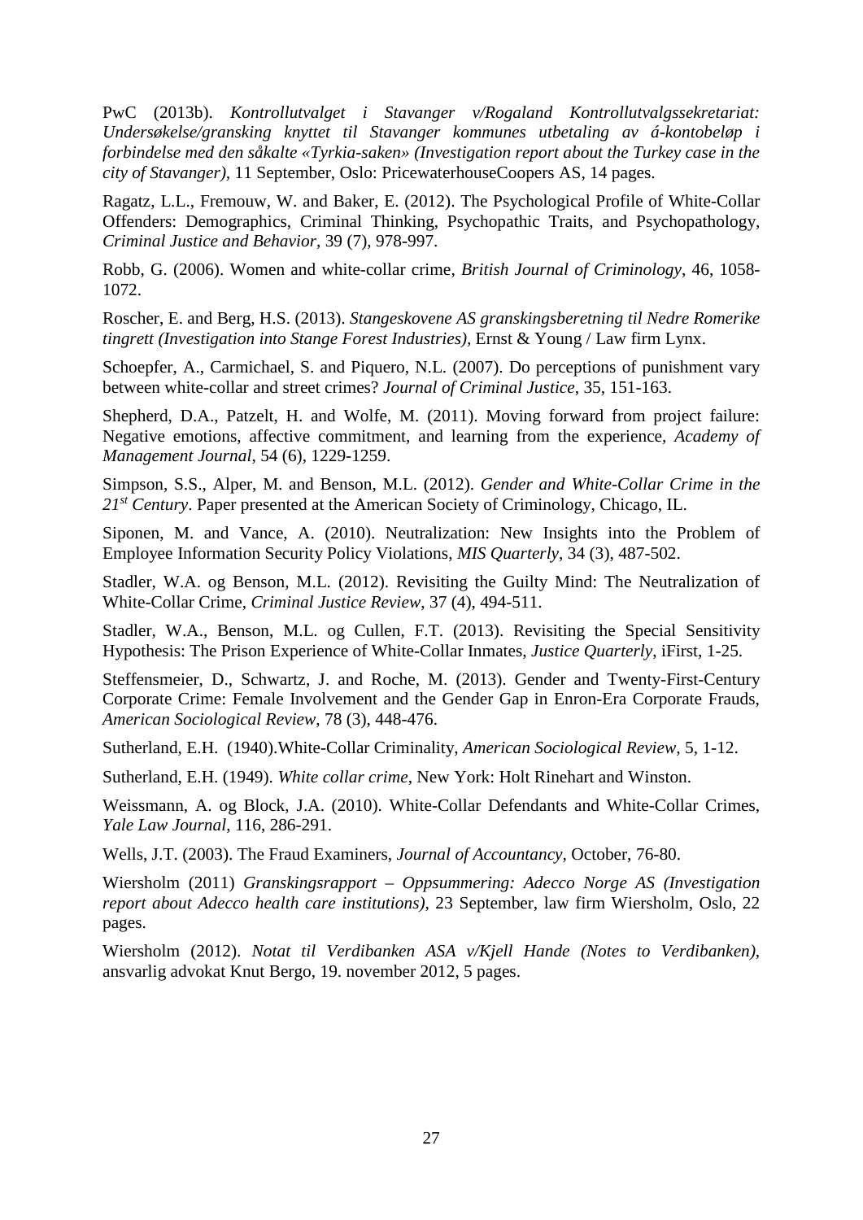PwC (2013b). *Kontrollutvalget i Stavanger v/Rogaland Kontrollutvalgssekretariat: Undersøkelse/gransking knyttet til Stavanger kommunes utbetaling av á-kontobeløp i forbindelse med den såkalte «Tyrkia-saken» (Investigation report about the Turkey case in the city of Stavanger)*, 11 September, Oslo: PricewaterhouseCoopers AS, 14 pages.

Ragatz, L.L., Fremouw, W. and Baker, E. (2012). The Psychological Profile of White-Collar Offenders: Demographics, Criminal Thinking, Psychopathic Traits, and Psychopathology, *Criminal Justice and Behavior*, 39 (7), 978-997.

Robb, G. (2006). Women and white-collar crime, *British Journal of Criminology*, 46, 1058-1072.

Roscher, E. and Berg, H.S. (2013). *Stangeskovene AS granskingsberetning til Nedre Romerike tingrett (Investigation into Stange Forest Industries)*, Ernst & Young / Law firm Lynx.

Schoepfer, A., Carmichael, S. and Piquero, N.L. (2007). Do perceptions of punishment vary between white-collar and street crimes? *Journal of Criminal Justice*, 35, 151-163.

Shepherd, D.A., Patzelt, H. and Wolfe, M. (2011). Moving forward from project failure: Negative emotions, affective commitment, and learning from the experience, *Academy of Management Journal*, 54 (6), 1229-1259.

Simpson, S.S., Alper, M. and Benson, M.L. (2012). *Gender and White-Collar Crime in the 21st Century*. Paper presented at the American Society of Criminology, Chicago, IL.

Siponen, M. and Vance, A. (2010). Neutralization: New Insights into the Problem of Employee Information Security Policy Violations, *MIS Quarterly*, 34 (3), 487-502.

Stadler, W.A. og Benson, M.L. (2012). Revisiting the Guilty Mind: The Neutralization of White-Collar Crime, *Criminal Justice Review*, 37 (4), 494-511.

Stadler, W.A., Benson, M.L. og Cullen, F.T. (2013). Revisiting the Special Sensitivity Hypothesis: The Prison Experience of White-Collar Inmates, *Justice Quarterly*, iFirst, 1-25.

Steffensmeier, D., Schwartz, J. and Roche, M. (2013). Gender and Twenty-First-Century Corporate Crime: Female Involvement and the Gender Gap in Enron-Era Corporate Frauds, *American Sociological Review*, 78 (3), 448-476.

Sutherland, E.H. (1940).White-Collar Criminality, *American Sociological Review*, 5, 1-12.

Sutherland, E.H. (1949). *White collar crime*, New York: Holt Rinehart and Winston.

Weissmann, A. og Block, J.A. (2010). White-Collar Defendants and White-Collar Crimes, *Yale Law Journal*, 116, 286-291.

Wells, J.T. (2003). The Fraud Examiners, *Journal of Accountancy*, October, 76-80.

Wiersholm (2011) *Granskingsrapport – Oppsummering: Adecco Norge AS (Investigation report about Adecco health care institutions)*, 23 September, law firm Wiersholm, Oslo, 22 pages.

Wiersholm (2012). *Notat til Verdibanken ASA v/Kjell Hande (Notes to Verdibanken)*, ansvarlig advokat Knut Bergo, 19. november 2012, 5 pages.